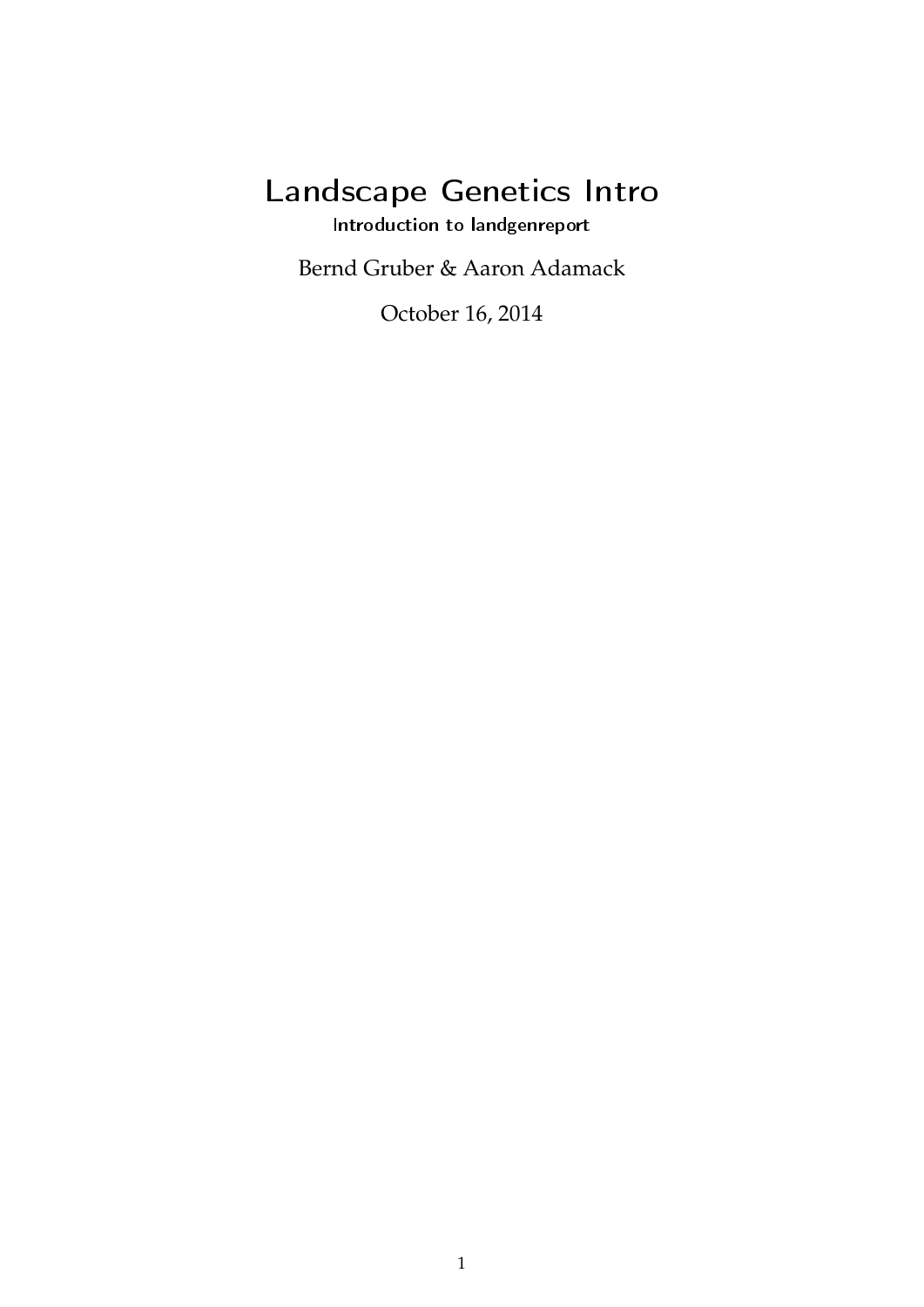# Landscape Genetics Intro

**Introduction to landgenreport**

Bernd Gruber & Aaron Adamack

October 16, 2014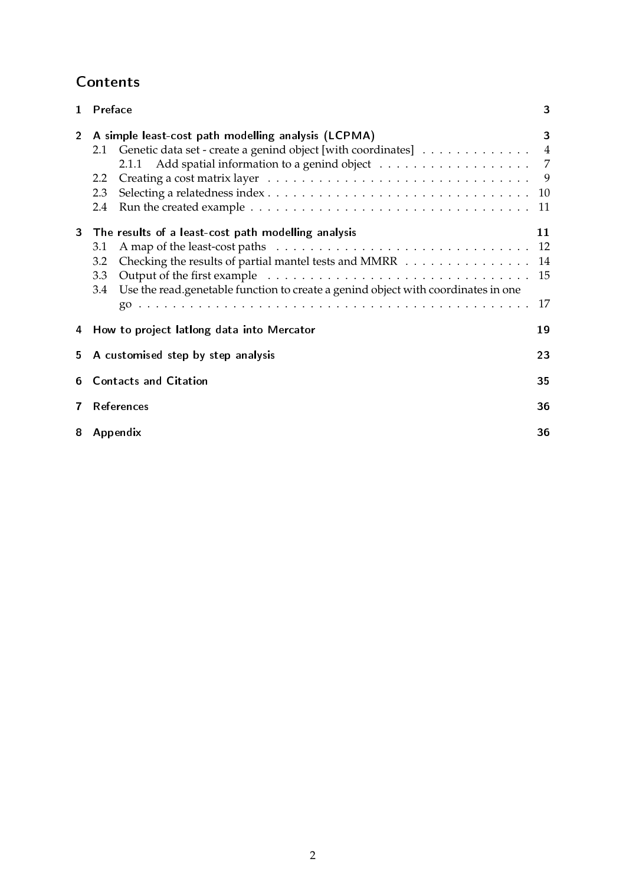# Contents

1 Preface 3

2 A simple least-cost path modelling analysis (LCPMA) 3
- 2.1 Genetic data set - create a genind object [with coordinates] 4
  - 2.1.1 Add spatial information to a genind object 7
- 2.2 Creating a cost matrix layer 9
- 2.3 Selecting a relatedness index 10
- 2.4 Run the created example 11

3 The results of a least-cost path modelling analysis 11
- 3.1 A map of the least-cost paths 12
- 3.2 Checking the results of partial mantel tests and MMRR 14
- 3.3 Output of the first example 15
- 3.4 Use the read.genetable function to create a genind object with coordinates in one go 17

4 How to project latlong data into Mercator 19

5 A customised step by step analysis 23

6 Contacts and Citation 35

7 References 36

8 Appendix 36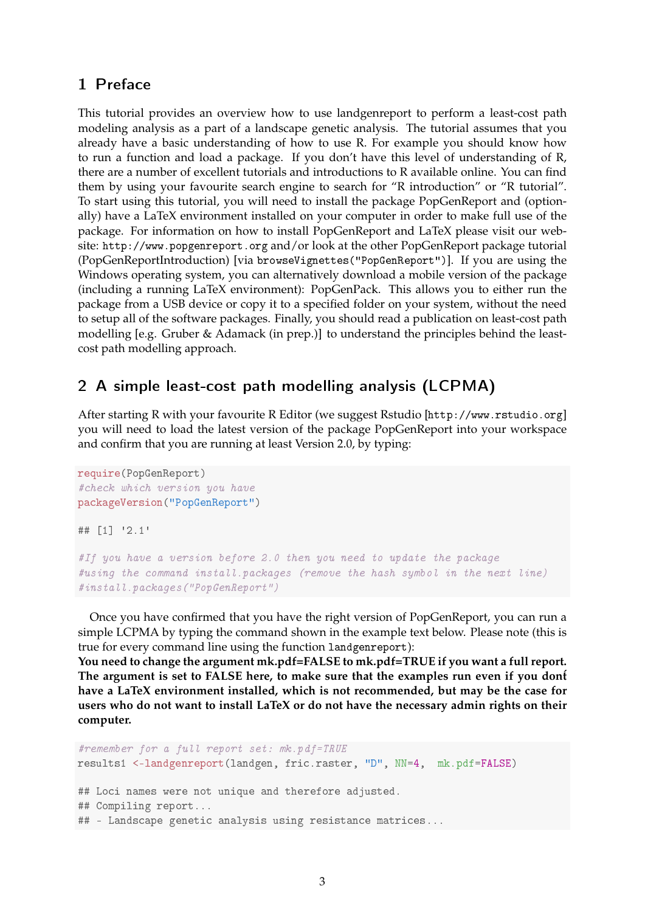# 1 Preface

This tutorial provides an overview how to use landgenreport to perform a least-cost path modeling analysis as a part of a landscape genetic analysis. The tutorial assumes that you already have a basic understanding of how to use R. For example you should know how to run a function and load a package. If you don't have this level of understanding of R, there are a number of excellent tutorials and introductions to R available online. You can find them by using your favourite search engine to search for "R introduction" or "R tutorial". To start using this tutorial, you will need to install the package PopGenReport and (optionally) have a LaTeX environment installed on your computer in order to make full use of the package. For information on how to install PopGenReport and LaTeX please visit our website: `http://www.popgenreport.org` and/or look at the other PopGenReport package tutorial (PopGenReportIntroduction) [via `browseVignettes("PopGenReport")`]. If you are using the Windows operating system, you can alternatively download a mobile version of the package (including a running LaTeX environment): PopGenPack. This allows you to either run the package from a USB device or copy it to a specified folder on your system, without the need to setup all of the software packages. Finally, you should read a publication on least-cost path modelling [e.g. Gruber & Adamack (in prep.)] to understand the principles behind the least-cost path modelling approach.

# 2 A simple least-cost path modelling analysis (LCPMA)

After starting R with your favourite R Editor (we suggest Rstudio [`http://www.rstudio.org`] you will need to load the latest version of the package PopGenReport into your workspace and confirm that you are running at least Version 2.0, by typing:

```
require(PopGenReport)
#check which version you have
packageVersion("PopGenReport")

## [1] '2.1'

#If you have a version before 2.0 then you need to update the package
#using the command install.packages (remove the hash symbol in the next line)
#install.packages("PopGenReport")
```

Once you have confirmed that you have the right version of PopGenReport, you can run a simple LCPMA by typing the command shown in the example text below. Please note (this is true for every command line using the function `landgenreport`):
**You need to change the argument mk.pdf=FALSE to mk.pdf=TRUE if you want a full report. The argument is set to FALSE here, to make sure that the examples run even if you donť have a LaTeX environment installed, which is not recommended, but may be the case for users who do not want to install LaTeX or do not have the necessary admin rights on their computer.**

```
#remember for a full report set: mk.pdf=TRUE
results1 <-landgenreport(landgen, fric.raster, "D", NN=4,  mk.pdf=FALSE)

## Loci names were not unique and therefore adjusted.
## Compiling report...
## - Landscape genetic analysis using resistance matrices...
```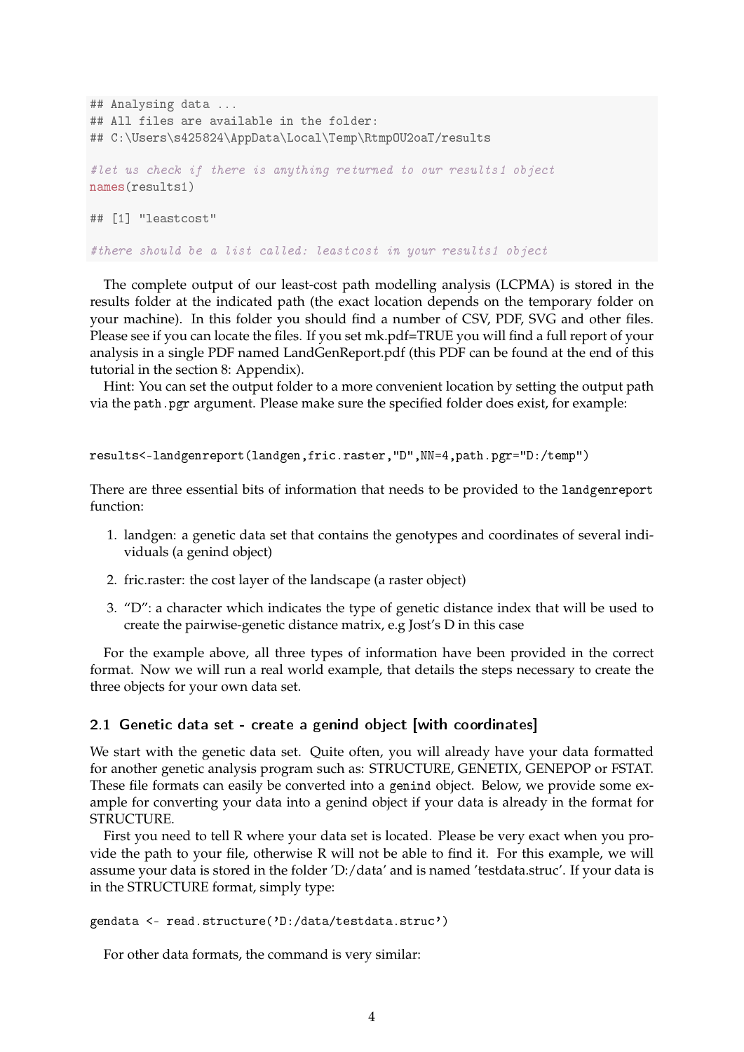```
## Analysing data ...
## All files are available in the folder:
## C:\Users\s425824\AppData\Local\Temp\RtmpOU2oaT/results

#let us check if there is anything returned to our results1 object
names(results1)

## [1] "leastcost"

#there should be a list called: leastcost in your results1 object
```

The complete output of our least-cost path modelling analysis (LCPMA) is stored in the results folder at the indicated path (the exact location depends on the temporary folder on your machine). In this folder you should find a number of CSV, PDF, SVG and other files. Please see if you can locate the files. If you set mk.pdf=TRUE you will find a full report of your analysis in a single PDF named LandGenReport.pdf (this PDF can be found at the end of this tutorial in the section 8: Appendix).

Hint: You can set the output folder to a more convenient location by setting the output path via the `path.pgr` argument. Please make sure the specified folder does exist, for example:

```
results<-landgenreport(landgen,fric.raster,"D",NN=4,path.pgr="D:/temp")
```

There are three essential bits of information that needs to be provided to the `landgenreport` function:

1. landgen: a genetic data set that contains the genotypes and coordinates of several individuals (a genind object)
2. fric.raster: the cost layer of the landscape (a raster object)
3. "D": a character which indicates the type of genetic distance index that will be used to create the pairwise-genetic distance matrix, e.g Jost's D in this case

For the example above, all three types of information have been provided in the correct format. Now we will run a real world example, that details the steps necessary to create the three objects for your own data set.

## 2.1 Genetic data set - create a genind object [with coordinates]

We start with the genetic data set. Quite often, you will already have your data formatted for another genetic analysis program such as: STRUCTURE, GENETIX, GENEPOP or FSTAT. These file formats can easily be converted into a `genind` object. Below, we provide some example for converting your data into a genind object if your data is already in the format for STRUCTURE.

First you need to tell R where your data set is located. Please be very exact when you provide the path to your file, otherwise R will not be able to find it. For this example, we will assume your data is stored in the folder 'D:/data' and is named 'testdata.struc'. If your data is in the STRUCTURE format, simply type:

```
gendata <- read.structure('D:/data/testdata.struc')
```

For other data formats, the command is very similar: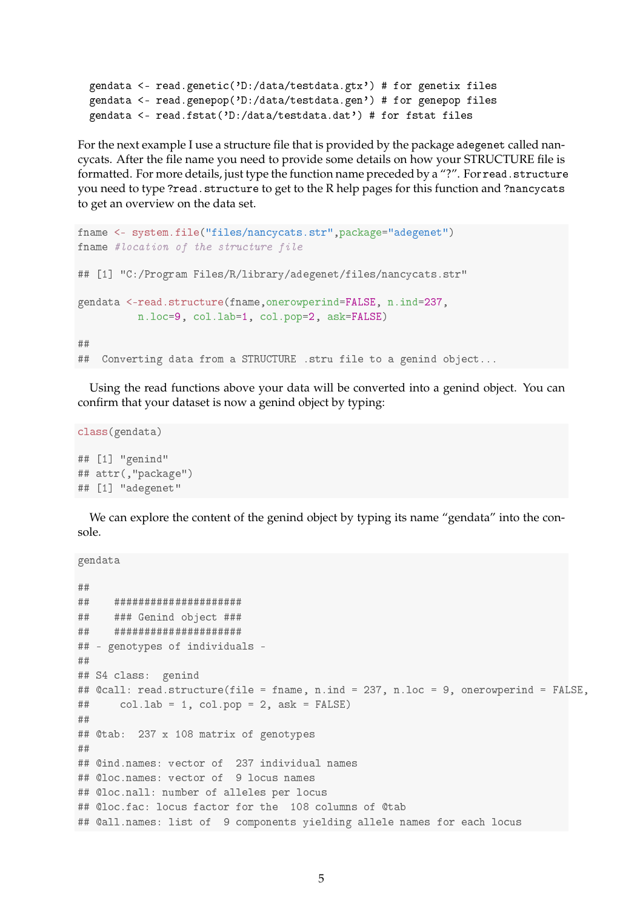```
gendata <- read.genetic('D:/data/testdata.gtx') # for genetix files
gendata <- read.genepop('D:/data/testdata.gen') # for genepop files
gendata <- read.fstat('D:/data/testdata.dat') # for fstat files
```

For the next example I use a structure file that is provided by the package `adegenet` called nancycats. After the file name you need to provide some details on how your STRUCTURE file is formatted. For more details, just type the function name preceded by a "?". For `read.structure` you need to type `?read.structure` to get to the R help pages for this function and `?nancycats` to get an overview on the data set.

```
fname <- system.file("files/nancycats.str",package="adegenet")
fname #location of the structure file

## [1] "C:/Program Files/R/library/adegenet/files/nancycats.str"

gendata <-read.structure(fname,onerowperind=FALSE, n.ind=237,
         n.loc=9, col.lab=1, col.pop=2, ask=FALSE)

##
##  Converting data from a STRUCTURE .stru file to a genind object...
```

Using the read functions above your data will be converted into a genind object. You can confirm that your dataset is now a genind object by typing:

```
class(gendata)

## [1] "genind"
## attr(,"package")
## [1] "adegenet"
```

We can explore the content of the genind object by typing its name "gendata" into the console.

```
gendata

##
##    #####################
##    ### Genind object ###
##    #####################
## - genotypes of individuals -
##
## S4 class:  genind
## @call: read.structure(file = fname, n.ind = 237, n.loc = 9, onerowperind = FALSE,
##     col.lab = 1, col.pop = 2, ask = FALSE)
##
## @tab:  237 x 108 matrix of genotypes
##
## @ind.names: vector of  237 individual names
## @loc.names: vector of  9 locus names
## @loc.nall: number of alleles per locus
## @loc.fac: locus factor for the  108 columns of @tab
## @all.names: list of  9 components yielding allele names for each locus
```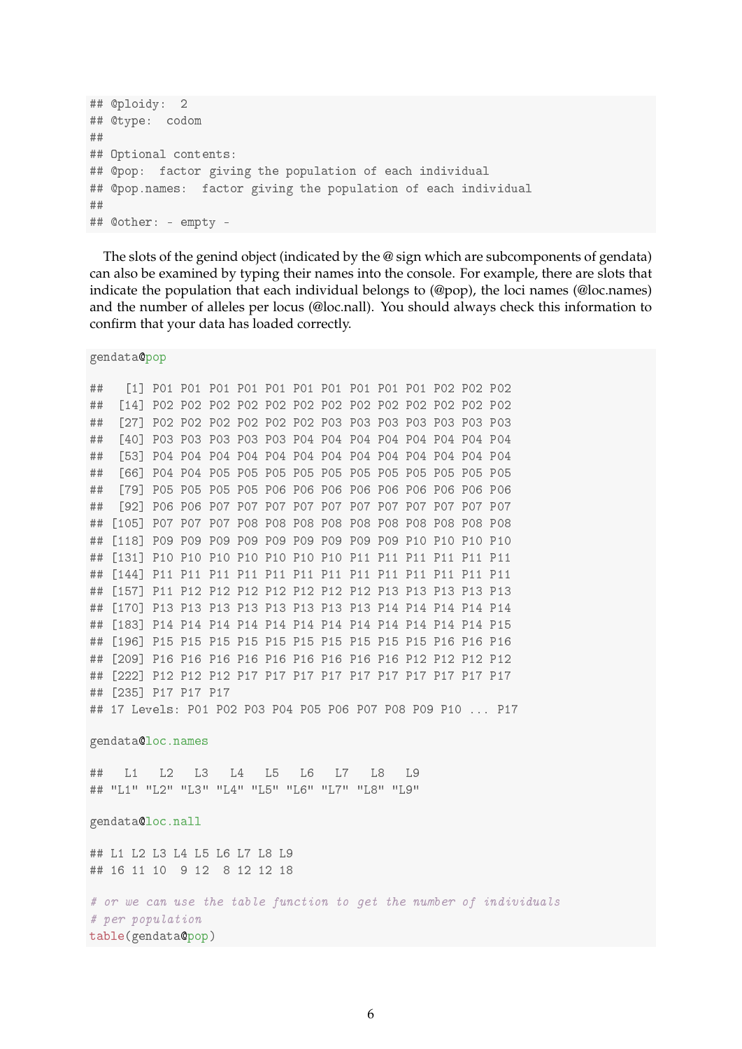```
## @ploidy:  2
## @type:  codom
##
## Optional contents:
## @pop:  factor giving the population of each individual
## @pop.names:  factor giving the population of each individual
##
## @other: - empty -
```

The slots of the genind object (indicated by the @ sign which are subcomponents of gendata) can also be examined by typing their names into the console. For example, there are slots that indicate the population that each individual belongs to (@pop), the loci names (@loc.names) and the number of alleles per locus (@loc.nall). You should always check this information to confirm that your data has loaded correctly.

```
gendata@pop

##   [1] P01 P01 P01 P01 P01 P01 P01 P01 P01 P01 P02 P02 P02
##  [14] P02 P02 P02 P02 P02 P02 P02 P02 P02 P02 P02 P02 P02
##  [27] P02 P02 P02 P02 P02 P02 P03 P03 P03 P03 P03 P03 P03
##  [40] P03 P03 P03 P03 P03 P04 P04 P04 P04 P04 P04 P04 P04
##  [53] P04 P04 P04 P04 P04 P04 P04 P04 P04 P04 P04 P04 P04
##  [66] P04 P04 P05 P05 P05 P05 P05 P05 P05 P05 P05 P05 P05
##  [79] P05 P05 P05 P05 P06 P06 P06 P06 P06 P06 P06 P06 P06
##  [92] P06 P06 P07 P07 P07 P07 P07 P07 P07 P07 P07 P07 P07
## [105] P07 P07 P07 P08 P08 P08 P08 P08 P08 P08 P08 P08 P08
## [118] P09 P09 P09 P09 P09 P09 P09 P09 P09 P10 P10 P10 P10
## [131] P10 P10 P10 P10 P10 P10 P10 P11 P11 P11 P11 P11 P11
## [144] P11 P11 P11 P11 P11 P11 P11 P11 P11 P11 P11 P11 P11
## [157] P11 P12 P12 P12 P12 P12 P12 P12 P13 P13 P13 P13 P13
## [170] P13 P13 P13 P13 P13 P13 P13 P13 P14 P14 P14 P14 P14
## [183] P14 P14 P14 P14 P14 P14 P14 P14 P14 P14 P14 P14 P15
## [196] P15 P15 P15 P15 P15 P15 P15 P15 P15 P15 P16 P16 P16
## [209] P16 P16 P16 P16 P16 P16 P16 P16 P16 P12 P12 P12 P12
## [222] P12 P12 P12 P17 P17 P17 P17 P17 P17 P17 P17 P17 P17
## [235] P17 P17 P17
## 17 Levels: P01 P02 P03 P04 P05 P06 P07 P08 P09 P10 ... P17

gendata@loc.names

##   L1   L2   L3   L4   L5   L6   L7   L8   L9
## "L1" "L2" "L3" "L4" "L5" "L6" "L7" "L8" "L9"

gendata@loc.nall

## L1 L2 L3 L4 L5 L6 L7 L8 L9
## 16 11 10  9 12  8 12 12 18

# or we can use the table function to get the number of individuals
# per population
table(gendata@pop)
```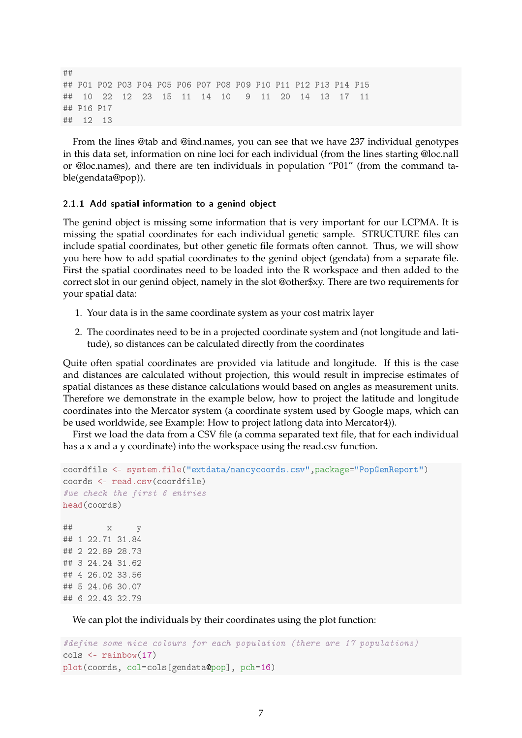```
##
## P01 P02 P03 P04 P05 P06 P07 P08 P09 P10 P11 P12 P13 P14 P15
##  10  22  12  23  15  11  14  10   9  11  20  14  13  17  11
## P16 P17
##  12  13
```

From the lines @tab and @ind.names, you can see that we have 237 individual genotypes in this data set, information on nine loci for each individual (from the lines starting @loc.nall or @loc.names), and there are ten individuals in population "P01" (from the command table(gendata@pop)).

### 2.1.1 Add spatial information to a genind object

The genind object is missing some information that is very important for our LCPMA. It is missing the spatial coordinates for each individual genetic sample. STRUCTURE files can include spatial coordinates, but other genetic file formats often cannot. Thus, we will show you here how to add spatial coordinates to the genind object (gendata) from a separate file. First the spatial coordinates need to be loaded into the R workspace and then added to the correct slot in our genind object, namely in the slot @other$xy. There are two requirements for your spatial data:

1. Your data is in the same coordinate system as your cost matrix layer
2. The coordinates need to be in a projected coordinate system and (not longitude and latitude), so distances can be calculated directly from the coordinates

Quite often spatial coordinates are provided via latitude and longitude. If this is the case and distances are calculated without projection, this would result in imprecise estimates of spatial distances as these distance calculations would based on angles as measurement units. Therefore we demonstrate in the example below, how to project the latitude and longitude coordinates into the Mercator system (a coordinate system used by Google maps, which can be used worldwide, see Example: How to project latlong data into Mercator4)).

First we load the data from a CSV file (a comma separated text file, that for each individual has a x and a y coordinate) into the workspace using the read.csv function.

```
coordfile <- system.file("extdata/nancycoords.csv",package="PopGenReport")
coords <- read.csv(coordfile)
#we check the first 6 entries
head(coords)

##       x     y
## 1 22.71 31.84
## 2 22.89 28.73
## 3 24.24 31.62
## 4 26.02 33.56
## 5 24.06 30.07
## 6 22.43 32.79
```

We can plot the individuals by their coordinates using the plot function:

```
#define some nice colours for each population (there are 17 populations)
cols <- rainbow(17)
plot(coords, col=cols[gendata@pop], pch=16)
```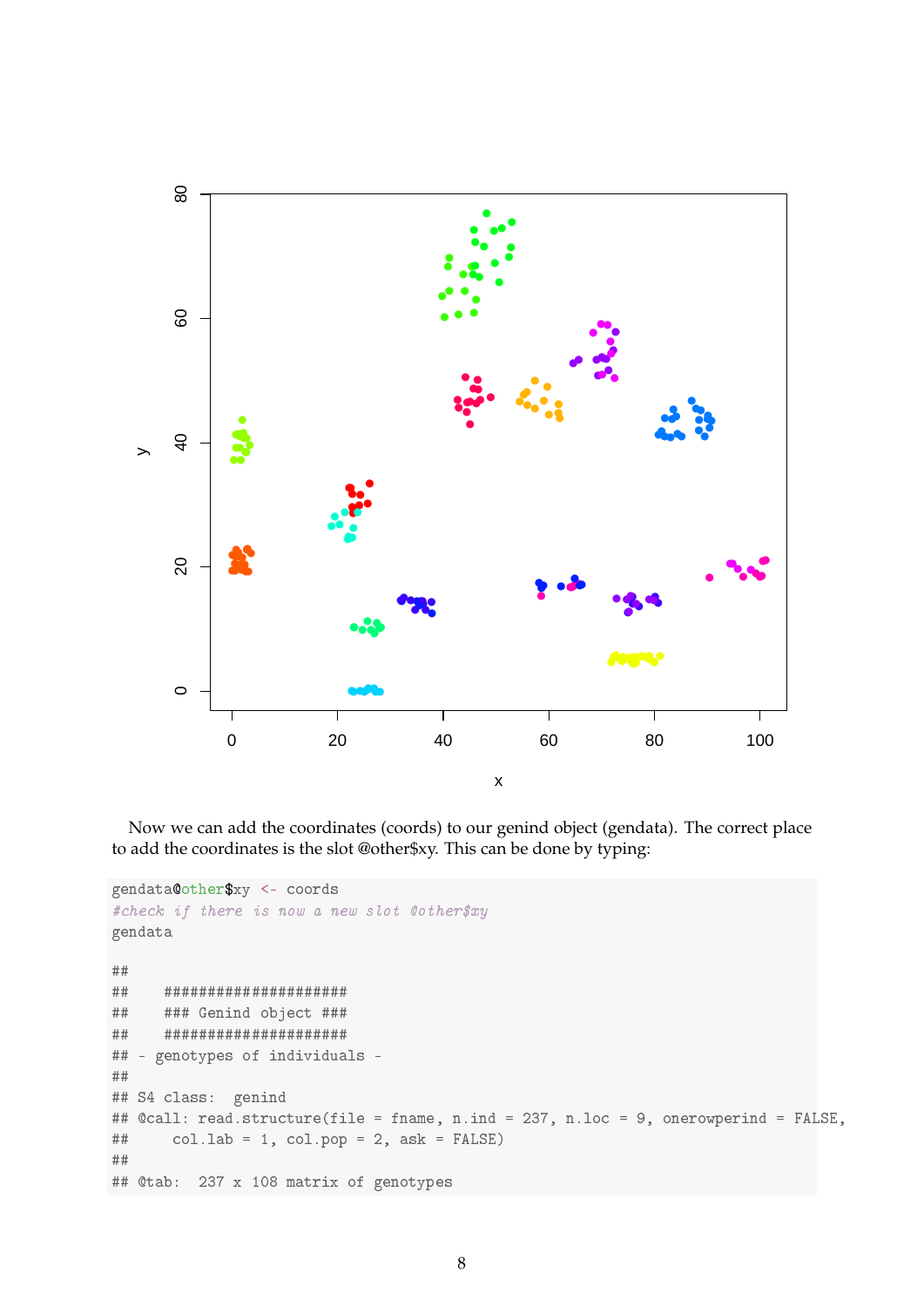Now we can add the coordinates (coords) to our genind object (gendata). The correct place to add the coordinates is the slot @other$xy. This can be done by typing:

```
gendata@other$xy <- coords
#check if there is now a new slot @other$xy
gendata

##
##    ####################
##    ### Genind object ###
##    ####################
## - genotypes of individuals -
##
## S4 class:  genind
## @call: read.structure(file = fname, n.ind = 237, n.loc = 9, onerowperind = FALSE,
##     col.lab = 1, col.pop = 2, ask = FALSE)
##
## @tab:  237 x 108 matrix of genotypes
```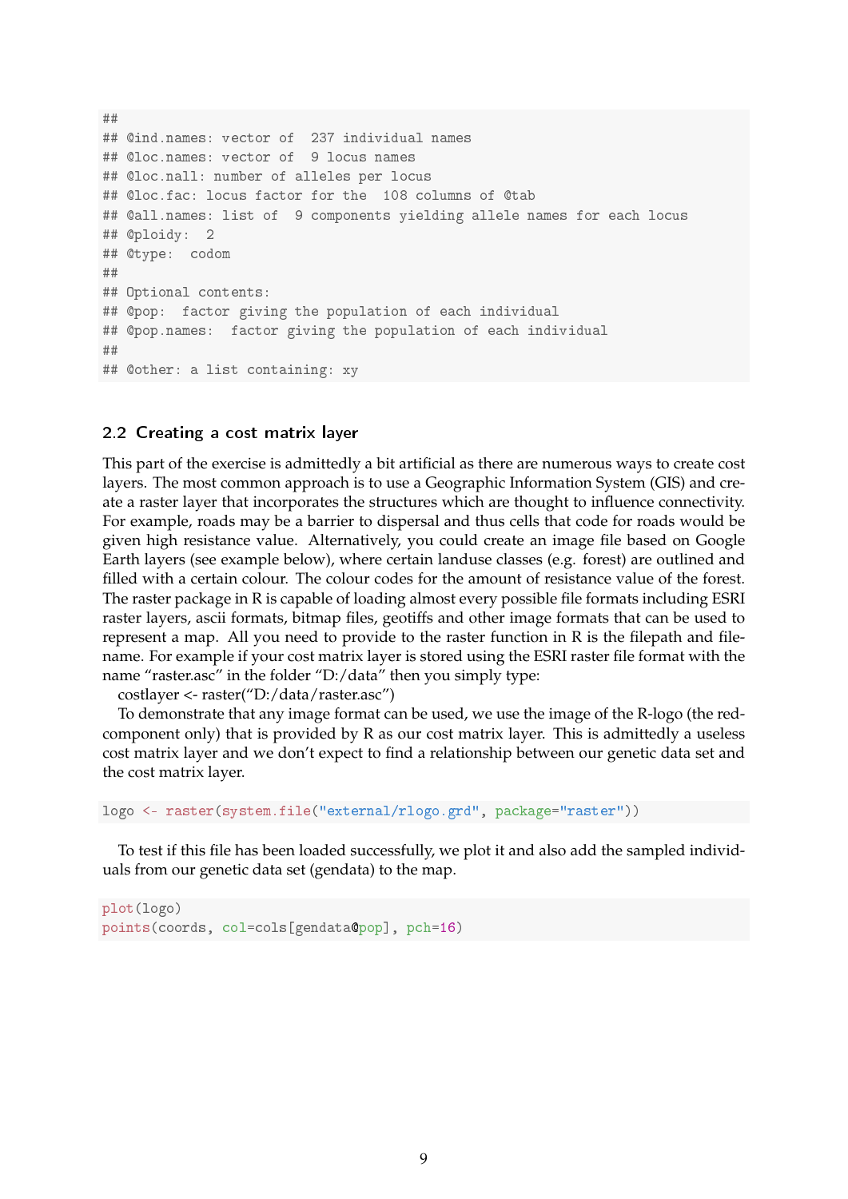```
##
## @ind.names: vector of  237 individual names
## @loc.names: vector of  9 locus names
## @loc.nall: number of alleles per locus
## @loc.fac: locus factor for the  108 columns of @tab
## @all.names: list of  9 components yielding allele names for each locus
## @ploidy:  2
## @type:  codom
##
## Optional contents:
## @pop:  factor giving the population of each individual
## @pop.names:  factor giving the population of each individual
##
## @other: a list containing: xy
```

### 2.2 Creating a cost matrix layer

This part of the exercise is admittedly a bit artificial as there are numerous ways to create cost layers. The most common approach is to use a Geographic Information System (GIS) and create a raster layer that incorporates the structures which are thought to influence connectivity. For example, roads may be a barrier to dispersal and thus cells that code for roads would be given high resistance value. Alternatively, you could create an image file based on Google Earth layers (see example below), where certain landuse classes (e.g. forest) are outlined and filled with a certain colour. The colour codes for the amount of resistance value of the forest. The raster package in R is capable of loading almost every possible file formats including ESRI raster layers, ascii formats, bitmap files, geotiffs and other image formats that can be used to represent a map. All you need to provide to the raster function in R is the filepath and filename. For example if your cost matrix layer is stored using the ESRI raster file format with the name "raster.asc" in the folder "D:/data" then you simply type:

costlayer <- raster("D:/data/raster.asc")

To demonstrate that any image format can be used, we use the image of the R-logo (the red-component only) that is provided by R as our cost matrix layer. This is admittedly a useless cost matrix layer and we don't expect to find a relationship between our genetic data set and the cost matrix layer.

```
logo <- raster(system.file("external/rlogo.grd", package="raster"))
```

To test if this file has been loaded successfully, we plot it and also add the sampled individuals from our genetic data set (gendata) to the map.

```
plot(logo)
points(coords, col=cols[gendata@pop], pch=16)
```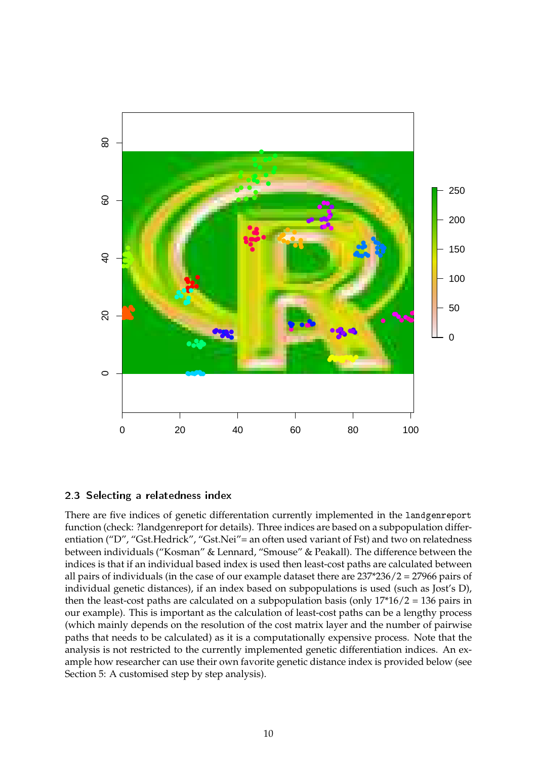## 2.3 Selecting a relatedness index

There are five indices of genetic differentation currently implemented in the `landgenreport` function (check: ?landgenreport for details). Three indices are based on a subpopulation differentiation ("D", "Gst.Hedrick", "Gst.Nei"= an often used variant of Fst) and two on relatedness between individuals ("Kosman" & Lennard, "Smouse" & Peakall). The difference between the indices is that if an individual based index is used then least-cost paths are calculated between all pairs of individuals (in the case of our example dataset there are 237*236/2 = 27966 pairs of individual genetic distances), if an index based on subpopulations is used (such as Jost's D), then the least-cost paths are calculated on a subpopulation basis (only 17*16/2 = 136 pairs in our example). This is important as the calculation of least-cost paths can be a lengthy process (which mainly depends on the resolution of the cost matrix layer and the number of pairwise paths that needs to be calculated) as it is a computationally expensive process. Note that the analysis is not restricted to the currently implemented genetic differentiation indices. An example how researcher can use their own favorite genetic distance index is provided below (see Section 5: A customised step by step analysis).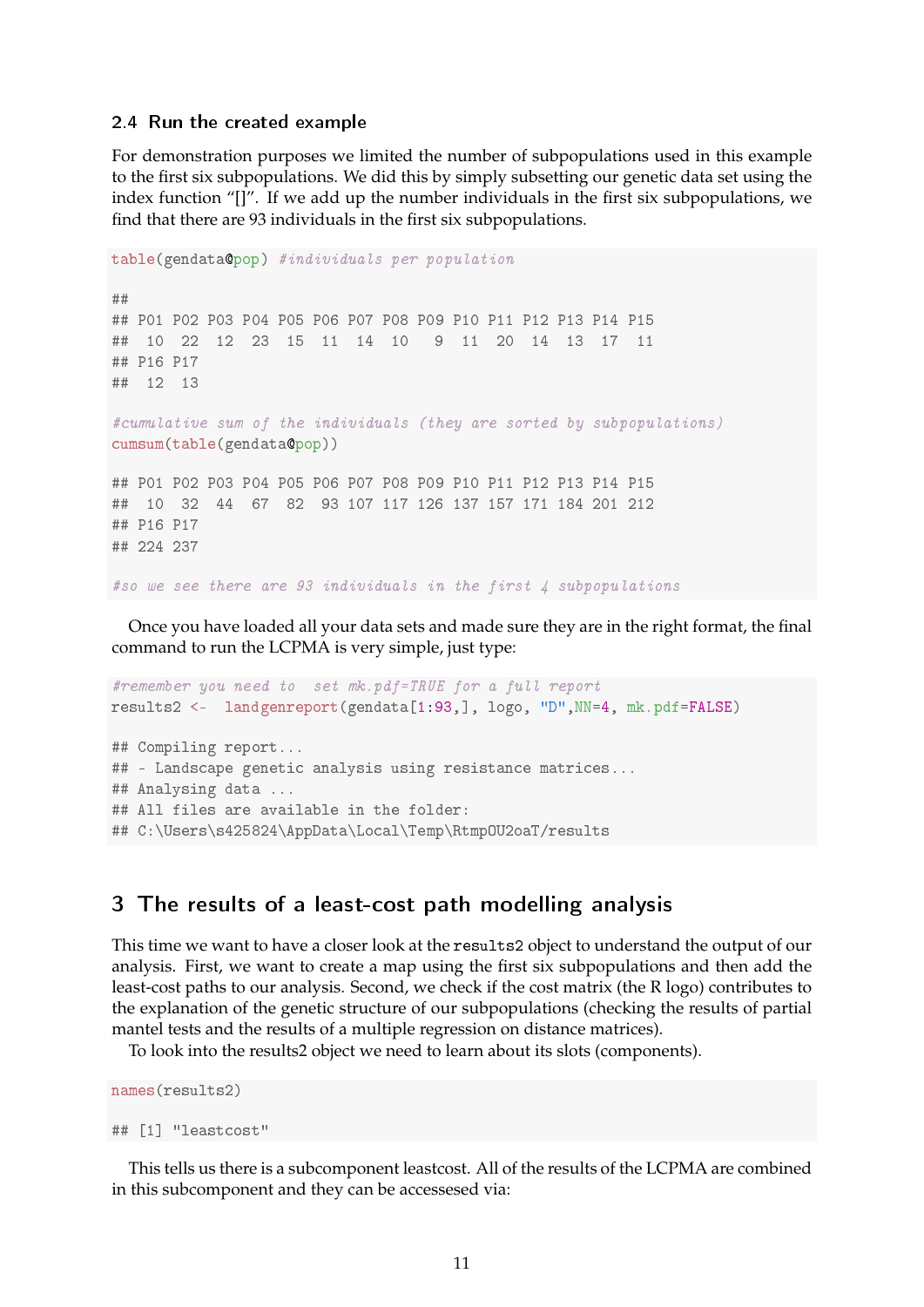### 2.4 Run the created example

For demonstration purposes we limited the number of subpopulations used in this example to the first six subpopulations. We did this by simply subsetting our genetic data set using the index function "[]". If we add up the number individuals in the first six subpopulations, we find that there are 93 individuals in the first six subpopulations.

```
table(gendata@pop) #individuals per population

##
## P01 P02 P03 P04 P05 P06 P07 P08 P09 P10 P11 P12 P13 P14 P15
##  10  22  12  23  15  11  14  10   9  11  20  14  13  17  11
## P16 P17
##  12  13

#cumulative sum of the individuals (they are sorted by subpopulations)
cumsum(table(gendata@pop))

## P01 P02 P03 P04 P05 P06 P07 P08 P09 P10 P11 P12 P13 P14 P15
##  10  32  44  67  82  93 107 117 126 137 157 171 184 201 212
## P16 P17
## 224 237

#so we see there are 93 individuals in the first 4 subpopulations
```

Once you have loaded all your data sets and made sure they are in the right format, the final command to run the LCPMA is very simple, just type:

```
#remember you need to  set mk.pdf=TRUE for a full report
results2 <-  landgenreport(gendata[1:93,], logo, "D",NN=4, mk.pdf=FALSE)

## Compiling report...
## - Landscape genetic analysis using resistance matrices...
## Analysing data ...
## All files are available in the folder:
## C:\Users\s425824\AppData\Local\Temp\RtmpOU2oaT/results
```

## 3 The results of a least-cost path modelling analysis

This time we want to have a closer look at the `results2` object to understand the output of our analysis. First, we want to create a map using the first six subpopulations and then add the least-cost paths to our analysis. Second, we check if the cost matrix (the R logo) contributes to the explanation of the genetic structure of our subpopulations (checking the results of partial mantel tests and the results of a multiple regression on distance matrices).

To look into the results2 object we need to learn about its slots (components).

```
names(results2)

## [1] "leastcost"
```

This tells us there is a subcomponent leastcost. All of the results of the LCPMA are combined in this subcomponent and they can be accessesed via: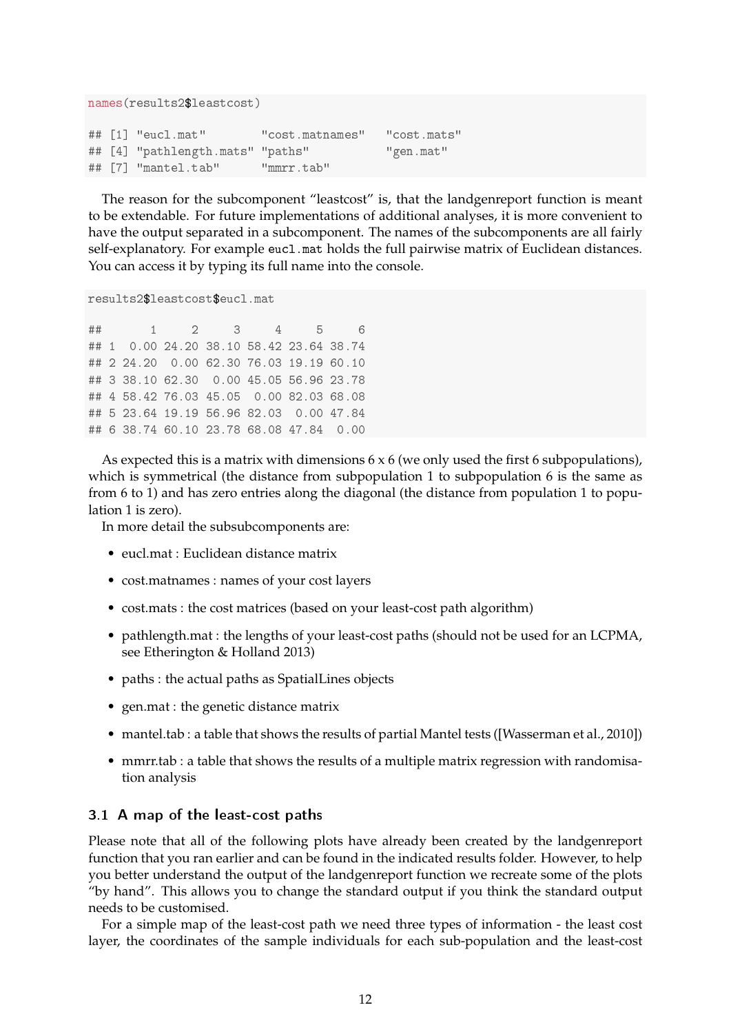```
names(results2$leastcost)

## [1] "eucl.mat"        "cost.matnames"   "cost.mats"
## [4] "pathlength.mats" "paths"           "gen.mat"
## [7] "mantel.tab"      "mmrr.tab"
```

The reason for the subcomponent "leastcost" is, that the landgenreport function is meant to be extendable. For future implementations of additional analyses, it is more convenient to have the output separated in a subcomponent. The names of the subcomponents are all fairly self-explanatory. For example `eucl.mat` holds the full pairwise matrix of Euclidean distances. You can access it by typing its full name into the console.

```
results2$leastcost$eucl.mat

##       1     2     3     4     5     6
## 1  0.00 24.20 38.10 58.42 23.64 38.74
## 2 24.20  0.00 62.30 76.03 19.19 60.10
## 3 38.10 62.30  0.00 45.05 56.96 23.78
## 4 58.42 76.03 45.05  0.00 82.03 68.08
## 5 23.64 19.19 56.96 82.03  0.00 47.84
## 6 38.74 60.10 23.78 68.08 47.84  0.00
```

As expected this is a matrix with dimensions 6 x 6 (we only used the first 6 subpopulations), which is symmetrical (the distance from subpopulation 1 to subpopulation 6 is the same as from 6 to 1) and has zero entries along the diagonal (the distance from population 1 to population 1 is zero).

In more detail the subsubcomponents are:

- eucl.mat : Euclidean distance matrix
- cost.matnames : names of your cost layers
- cost.mats : the cost matrices (based on your least-cost path algorithm)
- pathlength.mat : the lengths of your least-cost paths (should not be used for an LCPMA, see Etherington & Holland 2013)
- paths : the actual paths as SpatialLines objects
- gen.mat : the genetic distance matrix
- mantel.tab : a table that shows the results of partial Mantel tests ([Wasserman et al., 2010])
- mmrr.tab : a table that shows the results of a multiple matrix regression with randomisation analysis

### 3.1 A map of the least-cost paths

Please note that all of the following plots have already been created by the landgenreport function that you ran earlier and can be found in the indicated results folder. However, to help you better understand the output of the landgenreport function we recreate some of the plots "by hand". This allows you to change the standard output if you think the standard output needs to be customised.

For a simple map of the least-cost path we need three types of information - the least cost layer, the coordinates of the sample individuals for each sub-population and the least-cost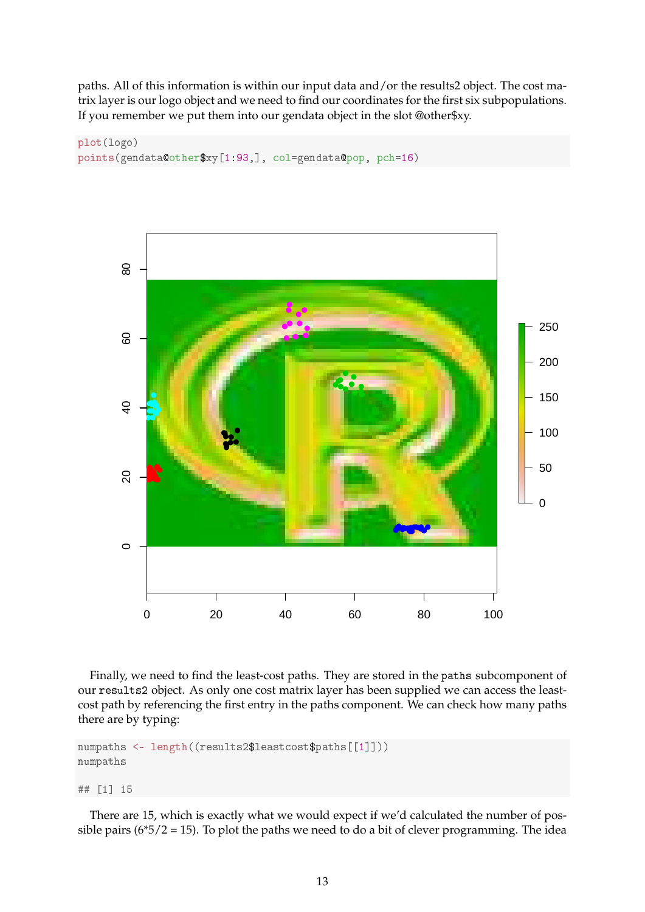paths. All of this information is within our input data and/or the results2 object. The cost matrix layer is our logo object and we need to find our coordinates for the first six subpopulations. If you remember we put them into our gendata object in the slot @other$xy.

```
plot(logo)
points(gendata@other$xy[1:93,], col=gendata@pop, pch=16)
```

Finally, we need to find the least-cost paths. They are stored in the `paths` subcomponent of our `results2` object. As only one cost matrix layer has been supplied we can access the least-cost path by referencing the first entry in the paths component. We can check how many paths there are by typing:

```
numpaths <- length((results2$leastcost$paths[[1]]))
numpaths

## [1] 15
```

There are 15, which is exactly what we would expect if we'd calculated the number of possible pairs (6*5/2 = 15). To plot the paths we need to do a bit of clever programming. The idea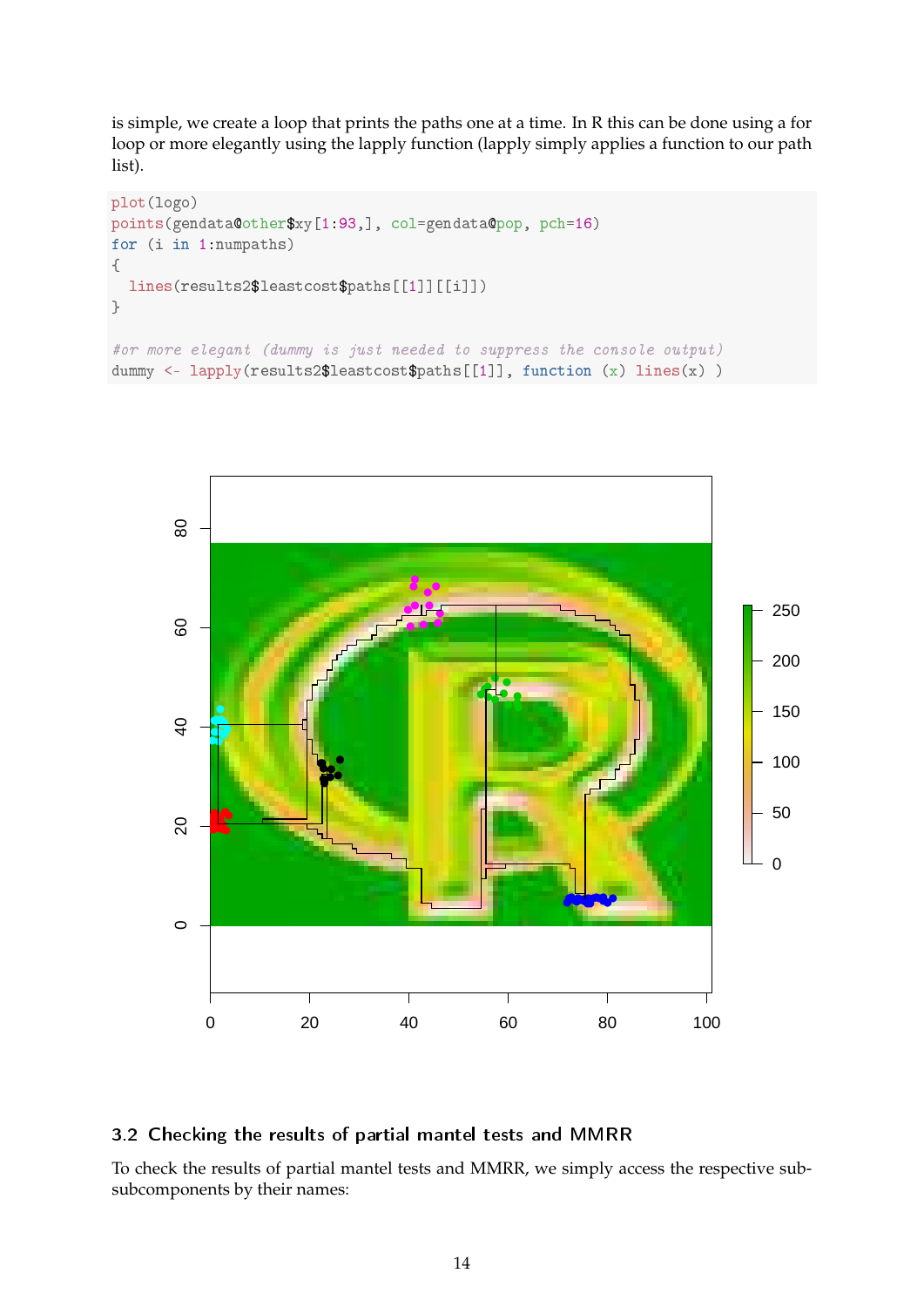is simple, we create a loop that prints the paths one at a time. In R this can be done using a for loop or more elegantly using the lapply function (lapply simply applies a function to our path list).

```
plot(logo)
points(gendata@other$xy[1:93,], col=gendata@pop, pch=16)
for (i in 1:numpaths)
{
  lines(results2$leastcost$paths[[1]][[i]])
}

#or more elegant (dummy is just needed to suppress the console output)
dummy <- lapply(results2$leastcost$paths[[1]], function (x) lines(x) )
```

## 3.2 Checking the results of partial mantel tests and MMRR

To check the results of partial mantel tests and MMRR, we simply access the respective sub-subcomponents by their names: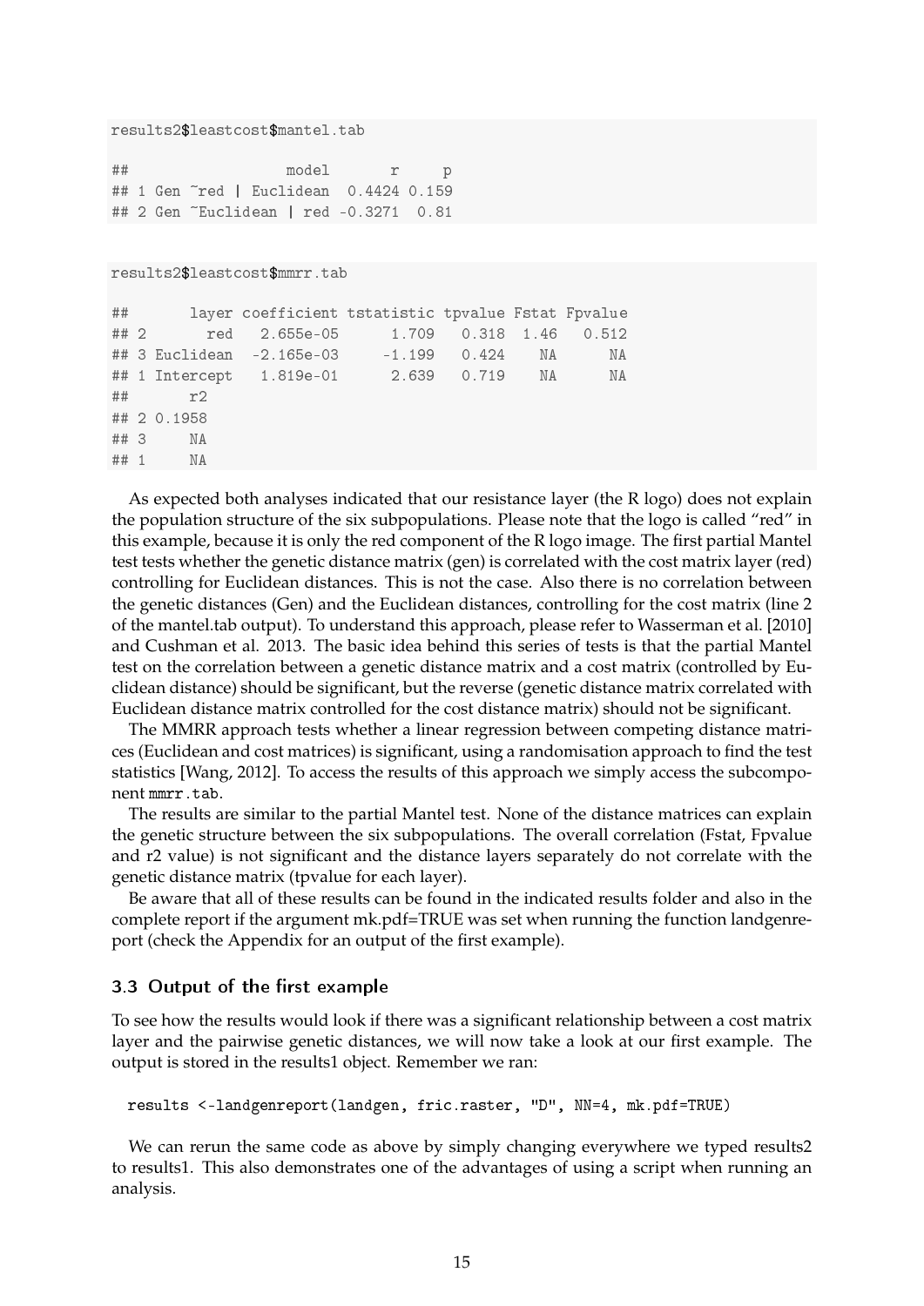```
results2$leastcost$mantel.tab
```

```
##                  model       r     p
## 1 Gen ~red | Euclidean  0.4424 0.159
## 2 Gen ~Euclidean | red -0.3271  0.81
```

```
results2$leastcost$mmrr.tab
```

```
##       layer coefficient tstatistic tpvalue Fstat Fpvalue
## 2       red   2.655e-05      1.709   0.318  1.46   0.512
## 3 Euclidean  -2.165e-03     -1.199   0.424    NA      NA
## 1 Intercept   1.819e-01      2.639   0.719    NA      NA
##       r2
## 2 0.1958
## 3     NA
## 1     NA
```

As expected both analyses indicated that our resistance layer (the R logo) does not explain the population structure of the six subpopulations. Please note that the logo is called "red" in this example, because it is only the red component of the R logo image. The first partial Mantel test tests whether the genetic distance matrix (gen) is correlated with the cost matrix layer (red) controlling for Euclidean distances. This is not the case. Also there is no correlation between the genetic distances (Gen) and the Euclidean distances, controlling for the cost matrix (line 2 of the mantel.tab output). To understand this approach, please refer to Wasserman et al. [2010] and Cushman et al. 2013. The basic idea behind this series of tests is that the partial Mantel test on the correlation between a genetic distance matrix and a cost matrix (controlled by Euclidean distance) should be significant, but the reverse (genetic distance matrix correlated with Euclidean distance matrix controlled for the cost distance matrix) should not be significant.

The MMRR approach tests whether a linear regression between competing distance matrices (Euclidean and cost matrices) is significant, using a randomisation approach to find the test statistics [Wang, 2012]. To access the results of this approach we simply access the subcomponent `mmrr.tab`.

The results are similar to the partial Mantel test. None of the distance matrices can explain the genetic structure between the six subpopulations. The overall correlation (Fstat, Fpvalue and r2 value) is not significant and the distance layers separately do not correlate with the genetic distance matrix (tpvalue for each layer).

Be aware that all of these results can be found in the indicated results folder and also in the complete report if the argument mk.pdf=TRUE was set when running the function landgenreport (check the Appendix for an output of the first example).

### 3.3 Output of the first example

To see how the results would look if there was a significant relationship between a cost matrix layer and the pairwise genetic distances, we will now take a look at our first example. The output is stored in the results1 object. Remember we ran:

```
results <-landgenreport(landgen, fric.raster, "D", NN=4, mk.pdf=TRUE)
```

We can rerun the same code as above by simply changing everywhere we typed results2 to results1. This also demonstrates one of the advantages of using a script when running an analysis.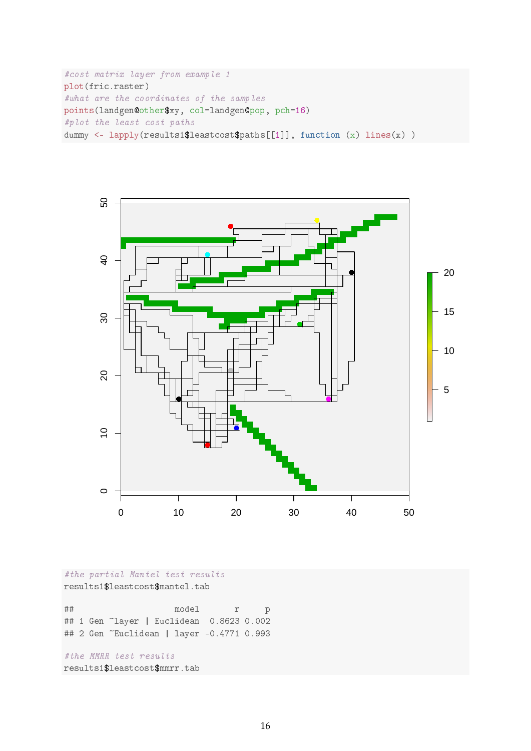```
#cost matrix layer from example 1
plot(fric.raster)
#what are the coordinates of the samples
points(landgen@other$xy, col=landgen@pop, pch=16)
#plot the least cost paths
dummy <- lapply(results1$leastcost$paths[[1]], function (x) lines(x) )
```

```
#the partial Mantel test results
results1$leastcost$mantel.tab

##                     model       r     p
## 1 Gen ~layer | Euclidean  0.8623 0.002
## 2 Gen ~Euclidean | layer -0.4771 0.993

#the MMRR test results
results1$leastcost$mmrr.tab
```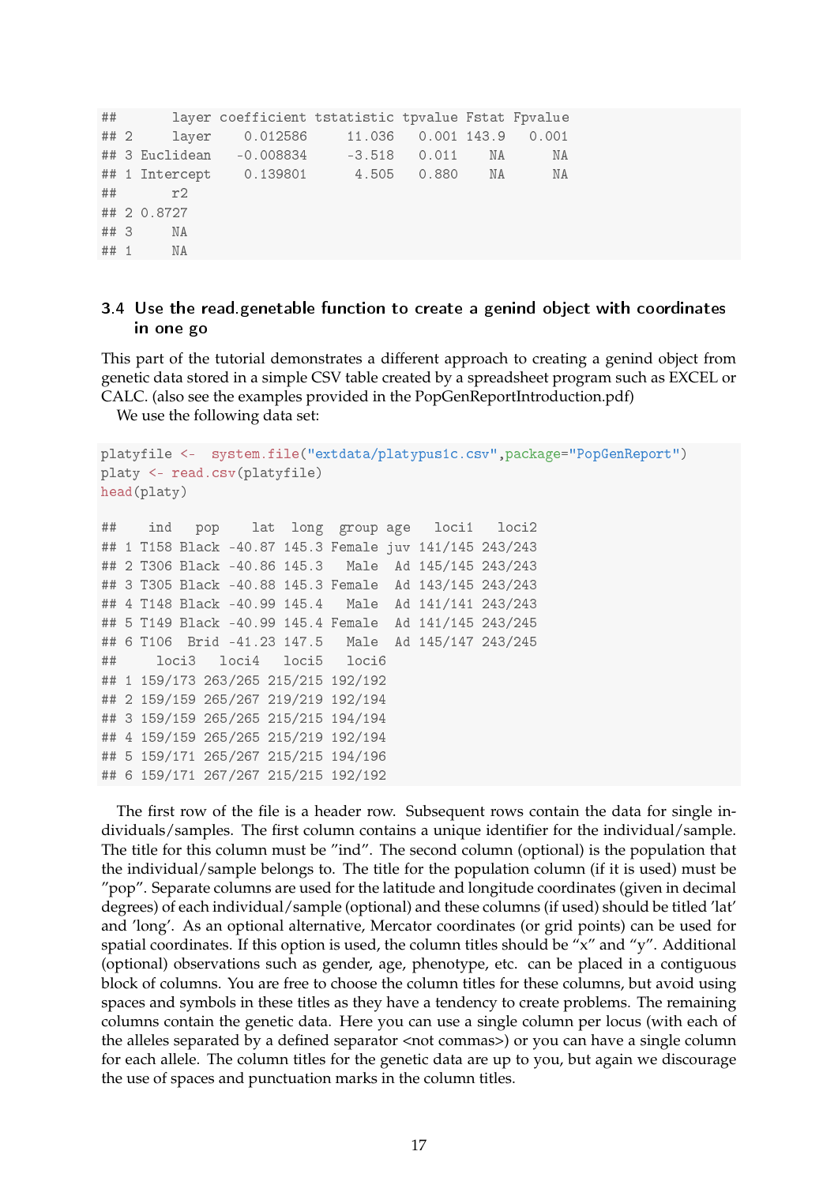```
##        layer coefficient tstatistic tpvalue Fstat Fpvalue
## 2      layer    0.012586     11.036   0.001 143.9   0.001
## 3 Euclidean   -0.008834     -3.518   0.011    NA      NA
## 1 Intercept    0.139801      4.505   0.880    NA      NA
##        r2
## 2 0.8727
## 3     NA
## 1     NA
```

### 3.4 Use the read.genetable function to create a genind object with coordinates in one go

This part of the tutorial demonstrates a different approach to creating a genind object from genetic data stored in a simple CSV table created by a spreadsheet program such as EXCEL or CALC. (also see the examples provided in the PopGenReportIntroduction.pdf)

We use the following data set:

```
platyfile <-  system.file("extdata/platypus1c.csv",package="PopGenReport")
platy <- read.csv(platyfile)
head(platy)
```

```
##    ind   pop    lat  long  group age   loci1   loci2
## 1 T158 Black -40.87 145.3 Female juv 141/145 243/243
## 2 T306 Black -40.86 145.3   Male  Ad 145/145 243/243
## 3 T305 Black -40.88 145.3 Female  Ad 143/145 243/243
## 4 T148 Black -40.99 145.4   Male  Ad 141/141 243/243
## 5 T149 Black -40.99 145.4 Female  Ad 141/145 243/245
## 6 T106  Brid -41.23 147.5   Male  Ad 145/147 243/245
##     loci3   loci4   loci5   loci6
## 1 159/173 263/265 215/215 192/192
## 2 159/159 265/267 219/219 192/194
## 3 159/159 265/265 215/215 194/194
## 4 159/159 265/265 215/219 192/194
## 5 159/171 265/267 215/215 194/196
## 6 159/171 267/267 215/215 192/192
```

The first row of the file is a header row. Subsequent rows contain the data for single individuals/samples. The first column contains a unique identifier for the individual/sample. The title for this column must be "ind". The second column (optional) is the population that the individual/sample belongs to. The title for the population column (if it is used) must be "pop". Separate columns are used for the latitude and longitude coordinates (given in decimal degrees) of each individual/sample (optional) and these columns (if used) should be titled 'lat' and 'long'. As an optional alternative, Mercator coordinates (or grid points) can be used for spatial coordinates. If this option is used, the column titles should be "x" and "y". Additional (optional) observations such as gender, age, phenotype, etc. can be placed in a contiguous block of columns. You are free to choose the column titles for these columns, but avoid using spaces and symbols in these titles as they have a tendency to create problems. The remaining columns contain the genetic data. Here you can use a single column per locus (with each of the alleles separated by a defined separator <not commas>) or you can have a single column for each allele. The column titles for the genetic data are up to you, but again we discourage the use of spaces and punctuation marks in the column titles.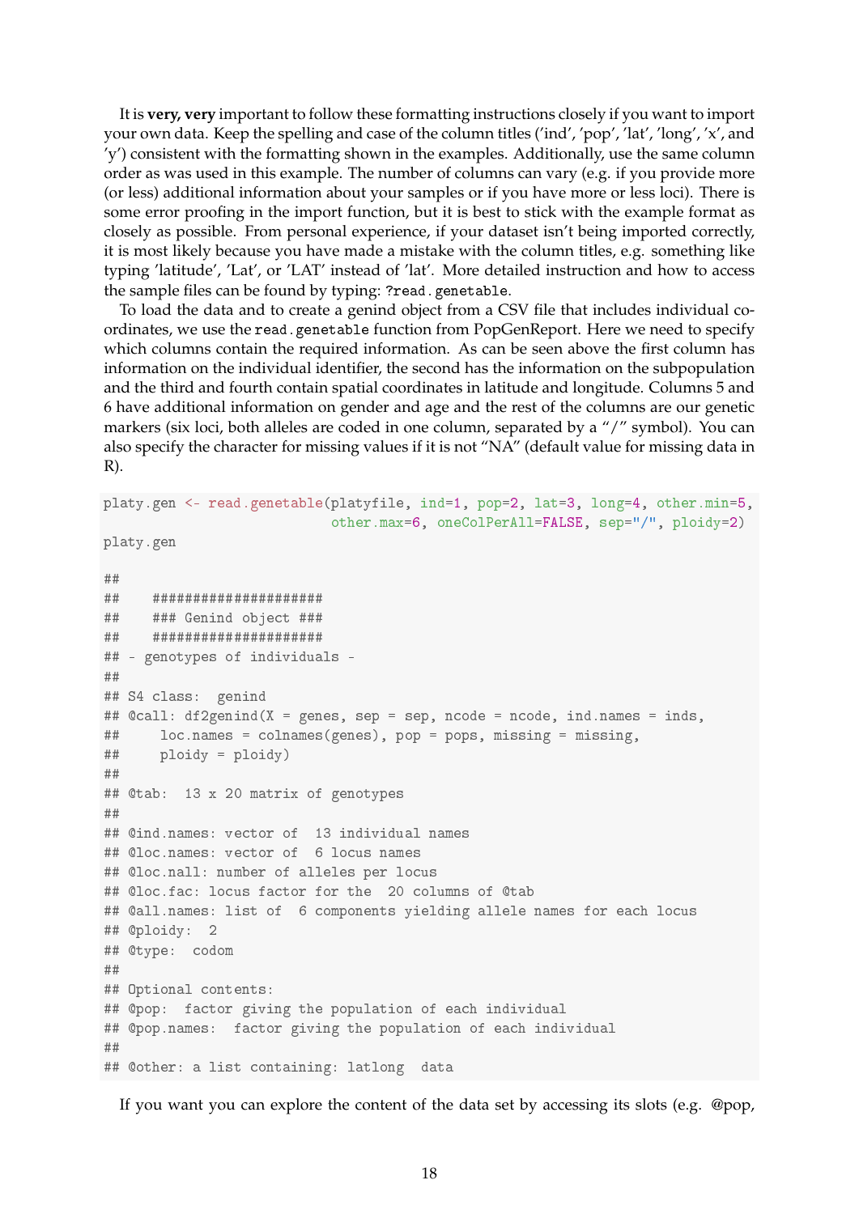It is **very, very** important to follow these formatting instructions closely if you want to import your own data. Keep the spelling and case of the column titles ('ind', 'pop', 'lat', 'long', 'x', and 'y') consistent with the formatting shown in the examples. Additionally, use the same column order as was used in this example. The number of columns can vary (e.g. if you provide more (or less) additional information about your samples or if you have more or less loci). There is some error proofing in the import function, but it is best to stick with the example format as closely as possible. From personal experience, if your dataset isn't being imported correctly, it is most likely because you have made a mistake with the column titles, e.g. something like typing 'latitude', 'Lat', or 'LAT' instead of 'lat'. More detailed instruction and how to access the sample files can be found by typing: `?read.genetable`.

To load the data and to create a genind object from a CSV file that includes individual coordinates, we use the `read.genetable` function from PopGenReport. Here we need to specify which columns contain the required information. As can be seen above the first column has information on the individual identifier, the second has the information on the subpopulation and the third and fourth contain spatial coordinates in latitude and longitude. Columns 5 and 6 have additional information on gender and age and the rest of the columns are our genetic markers (six loci, both alleles are coded in one column, separated by a "/" symbol). You can also specify the character for missing values if it is not "NA" (default value for missing data in R).

```
platy.gen <- read.genetable(platyfile, ind=1, pop=2, lat=3, long=4, other.min=5,
                            other.max=6, oneColPerAll=FALSE, sep="/", ploidy=2)
platy.gen

##
##    #####################
##    ### Genind object ###
##    #####################
## - genotypes of individuals -
##
## S4 class:  genind
## @call: df2genind(X = genes, sep = sep, ncode = ncode, ind.names = inds,
##     loc.names = colnames(genes), pop = pops, missing = missing,
##     ploidy = ploidy)
##
## @tab:  13 x 20 matrix of genotypes
##
## @ind.names: vector of  13 individual names
## @loc.names: vector of  6 locus names
## @loc.nall: number of alleles per locus
## @loc.fac: locus factor for the  20 columns of @tab
## @all.names: list of  6 components yielding allele names for each locus
## @ploidy:  2
## @type:  codom
##
## Optional contents:
## @pop:  factor giving the population of each individual
## @pop.names:  factor giving the population of each individual
##
## @other: a list containing: latlong  data
```

If you want you can explore the content of the data set by accessing its slots (e.g. @pop,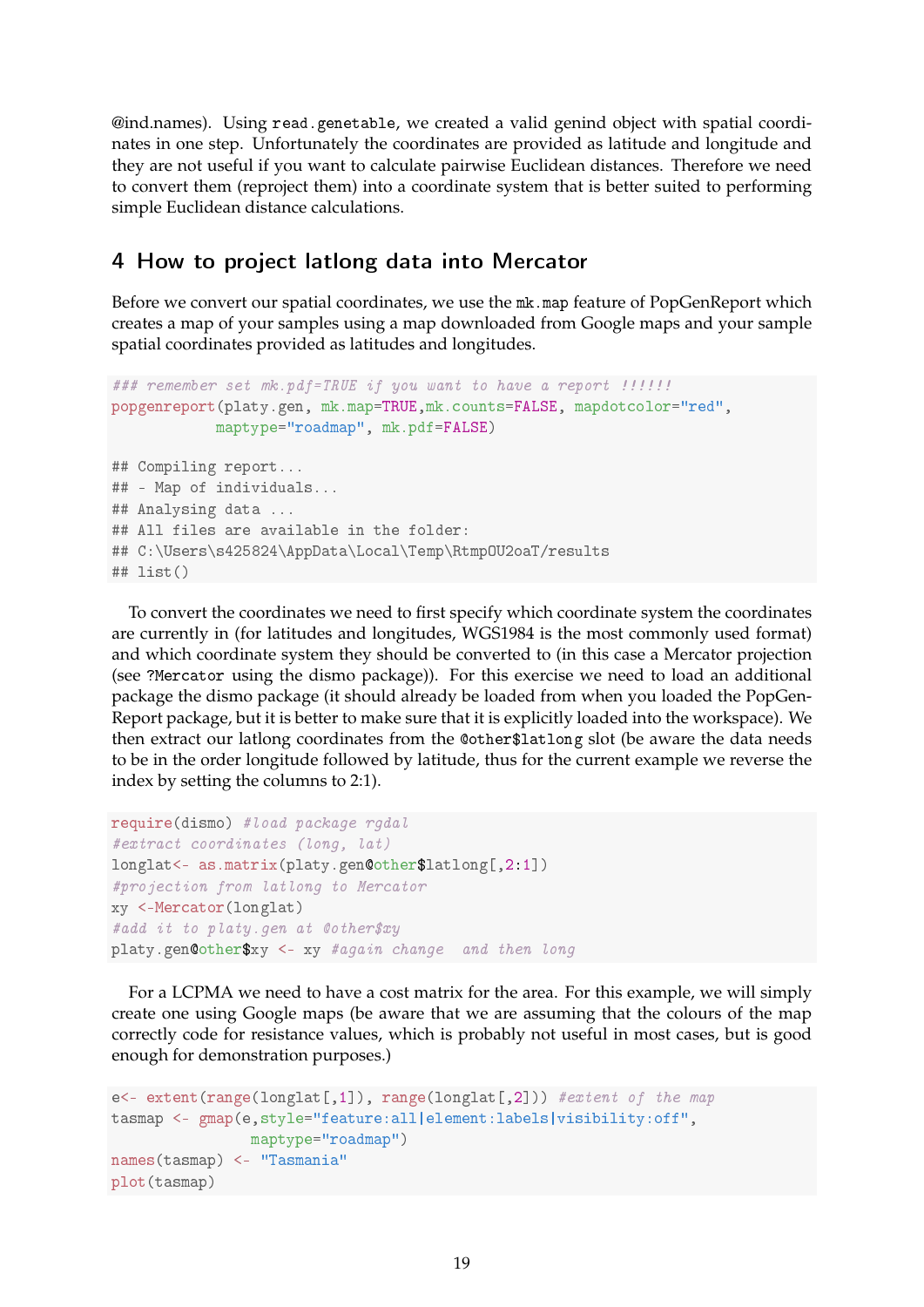@ind.names). Using `read.genetable`, we created a valid genind object with spatial coordinates in one step. Unfortunately the coordinates are provided as latitude and longitude and they are not useful if you want to calculate pairwise Euclidean distances. Therefore we need to convert them (reproject them) into a coordinate system that is better suited to performing simple Euclidean distance calculations.

## 4 How to project latlong data into Mercator

Before we convert our spatial coordinates, we use the `mk.map` feature of PopGenReport which creates a map of your samples using a map downloaded from Google maps and your sample spatial coordinates provided as latitudes and longitudes.

```
### remember set mk.pdf=TRUE if you want to have a report !!!!!!
popgenreport(platy.gen, mk.map=TRUE,mk.counts=FALSE, mapdotcolor="red",
             maptype="roadmap", mk.pdf=FALSE)

## Compiling report...
## - Map of individuals...
## Analysing data ...
## All files are available in the folder:
## C:\Users\s425824\AppData\Local\Temp\RtmpOU2oaT/results
## list()
```

To convert the coordinates we need to first specify which coordinate system the coordinates are currently in (for latitudes and longitudes, WGS1984 is the most commonly used format) and which coordinate system they should be converted to (in this case a Mercator projection (see `?Mercator` using the dismo package)). For this exercise we need to load an additional package the dismo package (it should already be loaded from when you loaded the PopGenReport package, but it is better to make sure that it is explicitly loaded into the workspace). We then extract our latlong coordinates from the `@other$latlong` slot (be aware the data needs to be in the order longitude followed by latitude, thus for the current example we reverse the index by setting the columns to 2:1).

```
require(dismo) #load package rgdal
#extract coordinates (long, lat)
longlat<- as.matrix(platy.gen@other$latlong[,2:1])
#projection from latlong to Mercator
xy <-Mercator(longlat)
#add it to platy.gen at @other$xy
platy.gen@other$xy <- xy #again change  and then long
```

For a LCPMA we need to have a cost matrix for the area. For this example, we will simply create one using Google maps (be aware that we are assuming that the colours of the map correctly code for resistance values, which is probably not useful in most cases, but is good enough for demonstration purposes.)

```
e<- extent(range(longlat[,1]), range(longlat[,2])) #extent of the map
tasmap <- gmap(e,style="feature:all|element:labels|visibility:off",
               maptype="roadmap")
names(tasmap) <- "Tasmania"
plot(tasmap)
```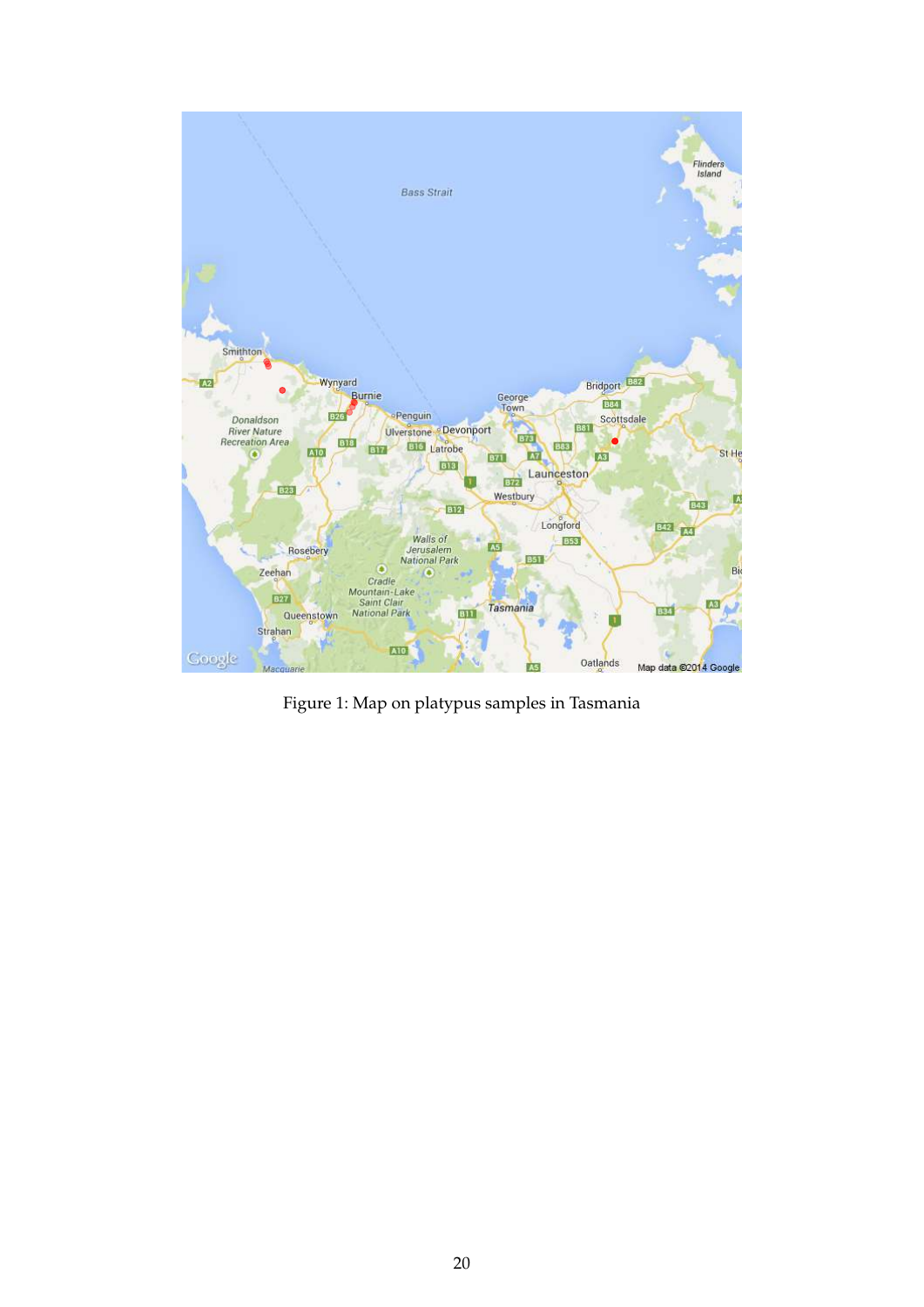Figure 1: Map on platypus samples in Tasmania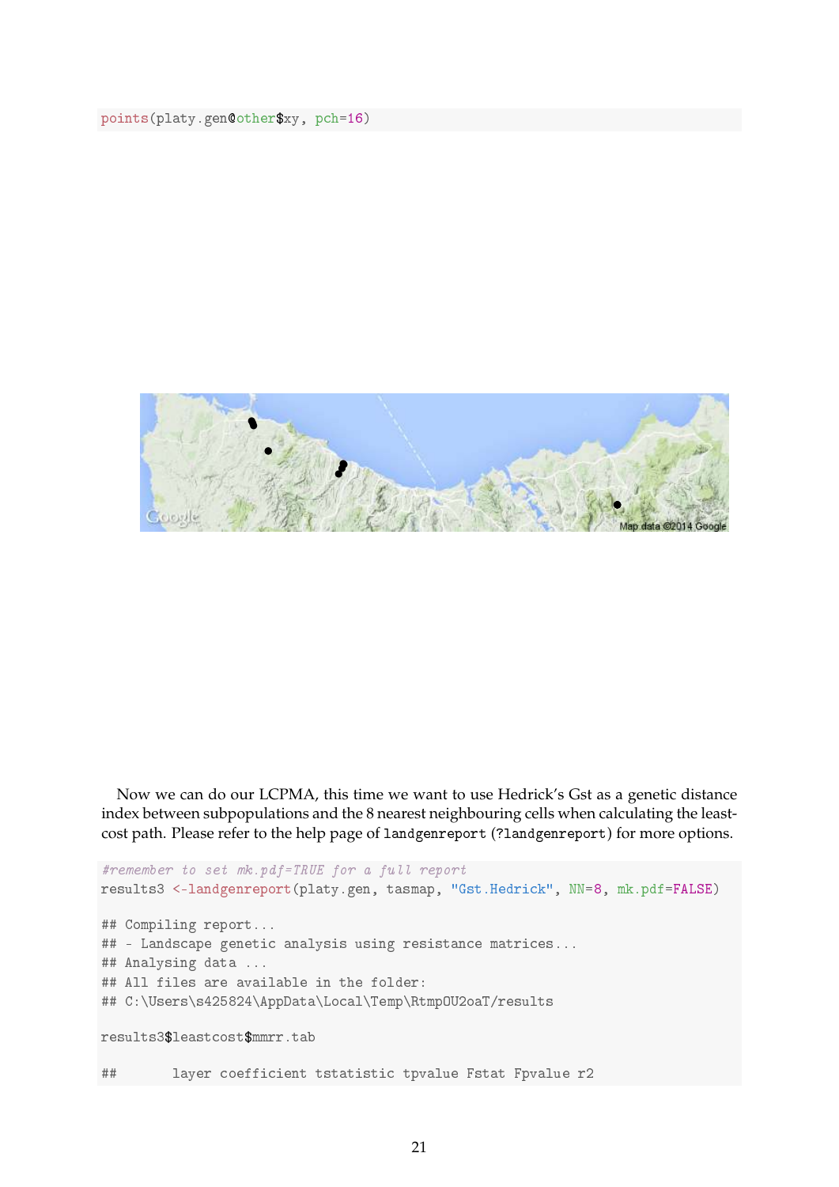```
points(platy.gen@other$xy, pch=16)
```

Now we can do our LCPMA, this time we want to use Hedrick's Gst as a genetic distance index between subpopulations and the 8 nearest neighbouring cells when calculating the least-cost path. Please refer to the help page of `landgenreport` (`?landgenreport`) for more options.

```
#remember to set mk.pdf=TRUE for a full report
results3 <-landgenreport(platy.gen, tasmap, "Gst.Hedrick", NN=8, mk.pdf=FALSE)

## Compiling report...
## - Landscape genetic analysis using resistance matrices...
## Analysing data ...
## All files are available in the folder:
## C:\Users\s425824\AppData\Local\Temp\RtmpOU2oaT/results

results3$leastcost$mmrr.tab

##       layer coefficient tstatistic tpvalue Fstat Fpvalue r2
```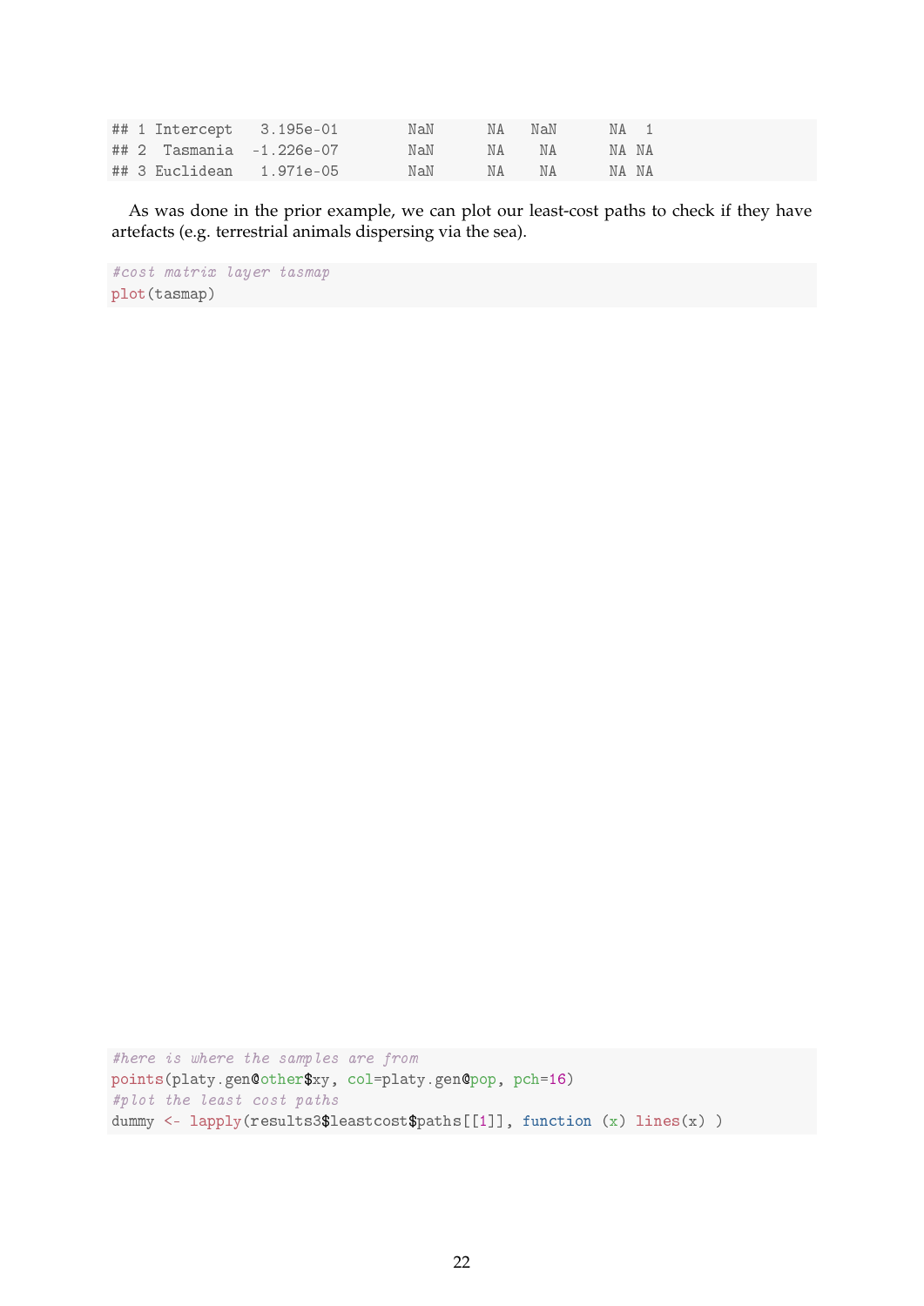```
## 1 Intercept   3.195e-01        NaN      NA   NaN      NA  1
## 2  Tasmania  -1.226e-07        NaN      NA    NA      NA NA
## 3 Euclidean   1.971e-05        NaN      NA    NA      NA NA
```

As was done in the prior example, we can plot our least-cost paths to check if they have artefacts (e.g. terrestrial animals dispersing via the sea).

```
#cost matrix layer tasmap
plot(tasmap)
```

```
#here is where the samples are from
points(platy.gen@other$xy, col=platy.gen@pop, pch=16)
#plot the least cost paths
dummy <- lapply(results3$leastcost$paths[[1]], function (x) lines(x) )
```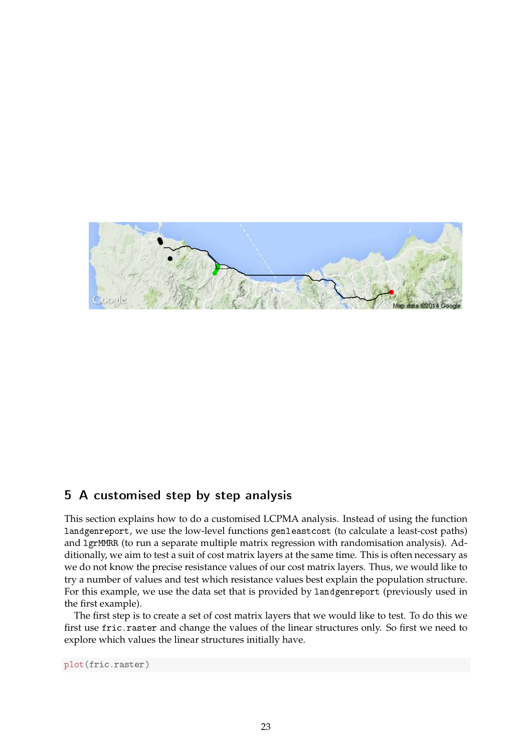## 5 A customised step by step analysis

This section explains how to do a customised LCPMA analysis. Instead of using the function `landgenreport`, we use the low-level functions `genleastcost` (to calculate a least-cost paths) and `lgrMMRR` (to run a separate multiple matrix regression with randomisation analysis). Additionally, we aim to test a suit of cost matrix layers at the same time. This is often necessary as we do not know the precise resistance values of our cost matrix layers. Thus, we would like to try a number of values and test which resistance values best explain the population structure. For this example, we use the data set that is provided by `landgenreport` (previously used in the first example).

The first step is to create a set of cost matrix layers that we would like to test. To do this we first use `fric.raster` and change the values of the linear structures only. So first we need to explore which values the linear structures initially have.

```
plot(fric.raster)
```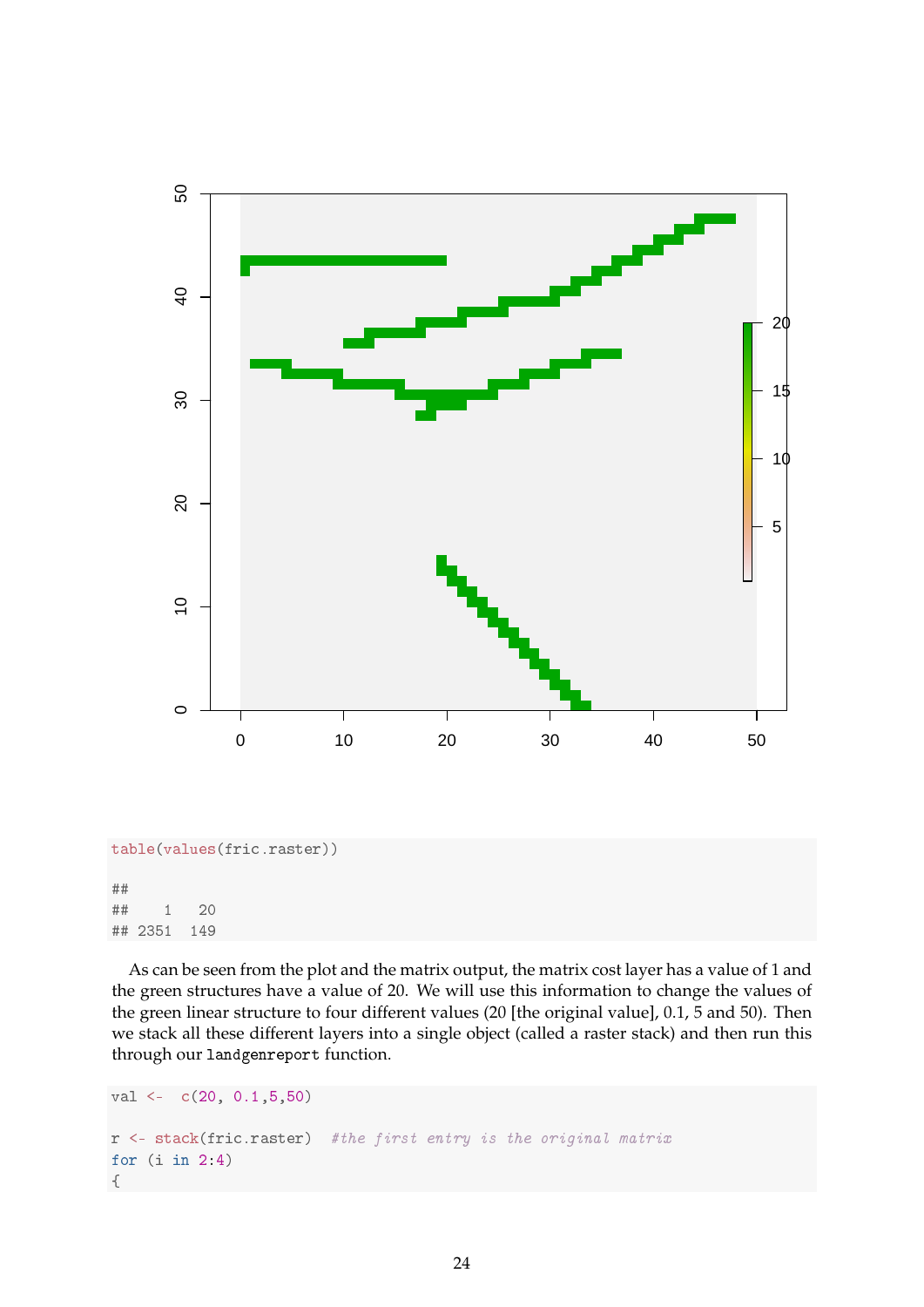```
table(values(fric.raster))

##
##    1   20
## 2351  149
```

As can be seen from the plot and the matrix output, the matrix cost layer has a value of 1 and the green structures have a value of 20. We will use this information to change the values of the green linear structure to four different values (20 [the original value], 0.1, 5 and 50). Then we stack all these different layers into a single object (called a raster stack) and then run this through our `landgenreport` function.

```
val <-  c(20, 0.1,5,50)

r <- stack(fric.raster)  #the first entry is the original matrix
for (i in 2:4)
{
```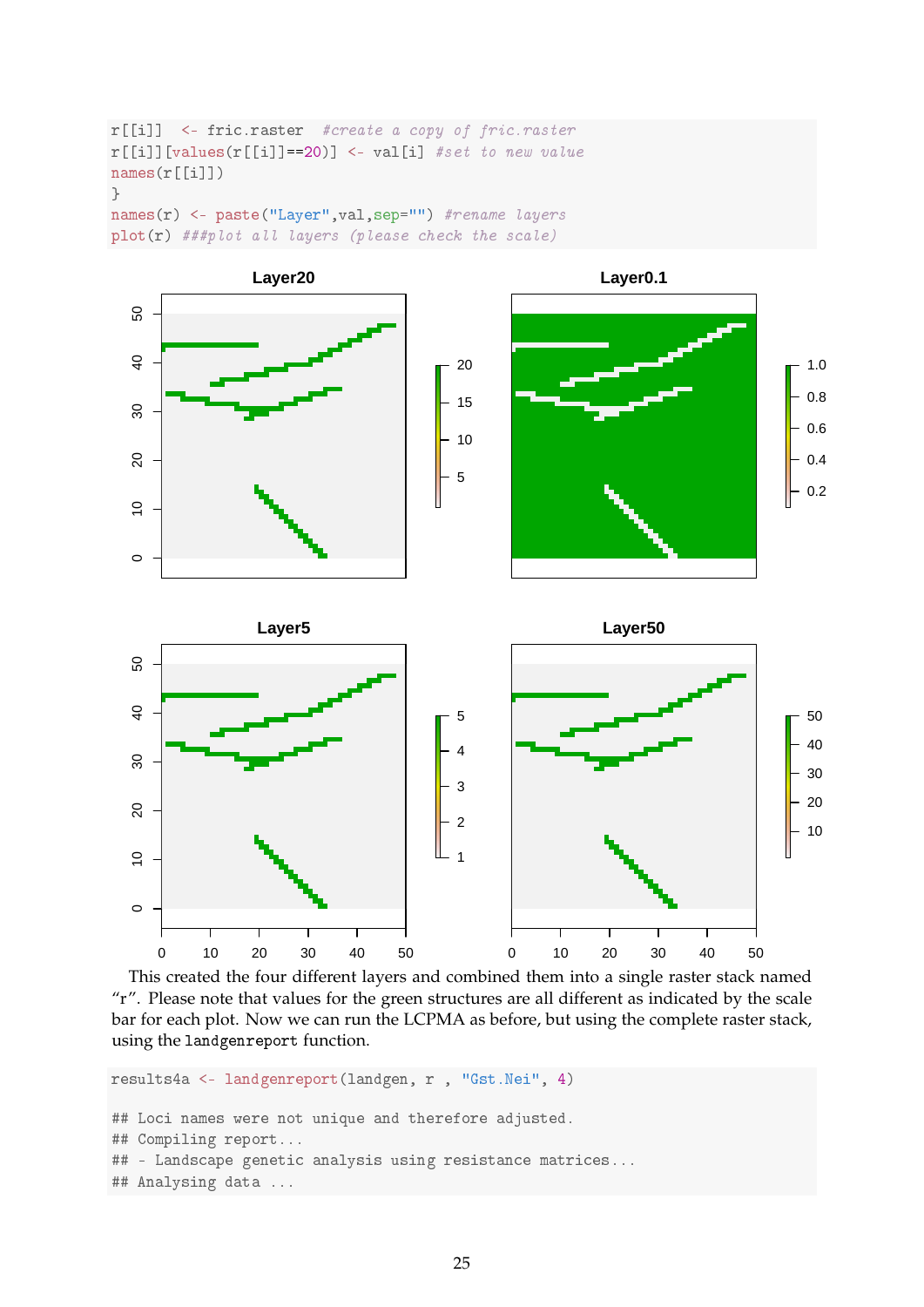```
r[[i]]  <- fric.raster  #create a copy of fric.raster
r[[i]][values(r[[i]]==20)] <- val[i] #set to new value
names(r[[i]])
}
names(r) <- paste("Layer",val,sep="") #rename layers
plot(r) ###plot all layers (please check the scale)
```

This created the four different layers and combined them into a single raster stack named "r". Please note that values for the green structures are all different as indicated by the scale bar for each plot. Now we can run the LCPMA as before, but using the complete raster stack, using the `landgenreport` function.

```
results4a <- landgenreport(landgen, r , "Gst.Nei", 4)

## Loci names were not unique and therefore adjusted.
## Compiling report...
## - Landscape genetic analysis using resistance matrices...
## Analysing data ...
```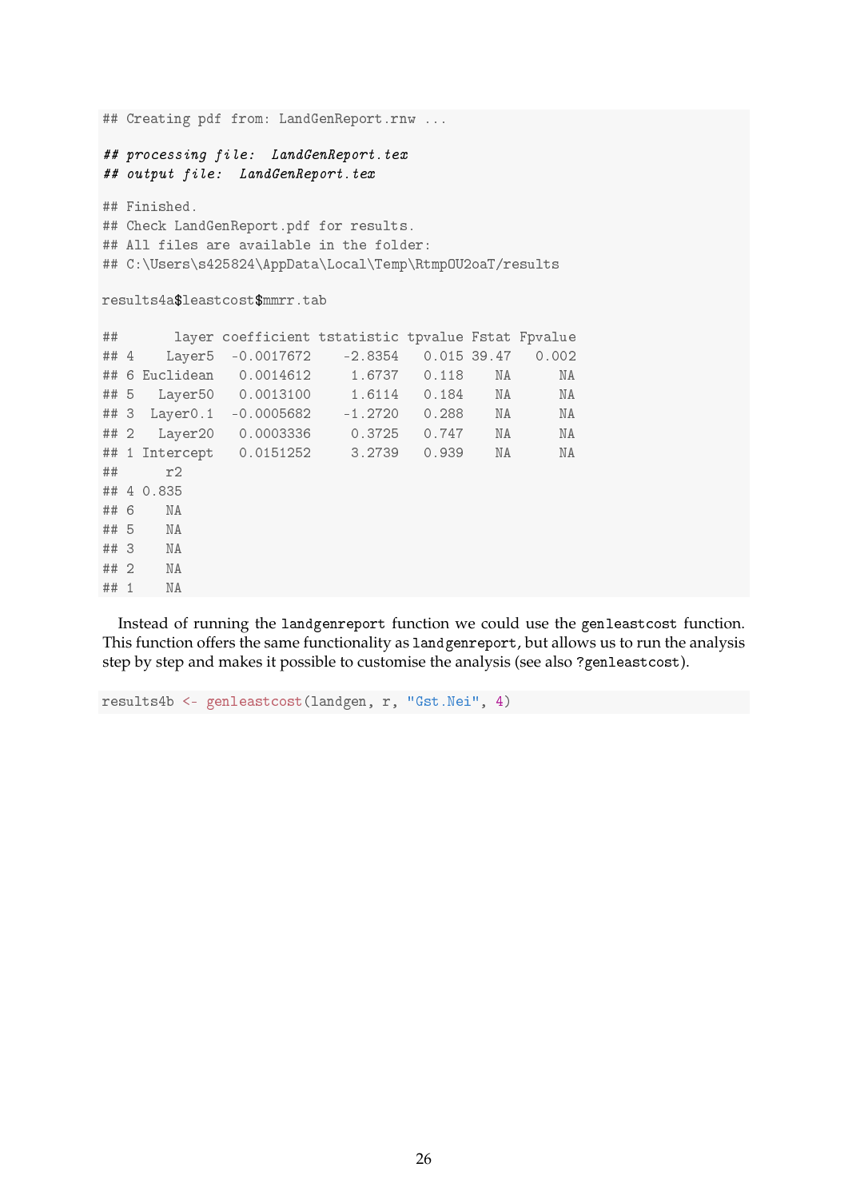```
## Creating pdf from: LandGenReport.rnw ...

## processing file:  LandGenReport.tex
## output file:  LandGenReport.tex

## Finished.
## Check LandGenReport.pdf for results.
## All files are available in the folder:
## C:\Users\s425824\AppData\Local\Temp\RtmpOU2oaT/results
```

```
results4a$leastcost$mmrr.tab
```

```
##       layer coefficient tstatistic tpvalue Fstat Fpvalue
## 4    Layer5  -0.0017672    -2.8354   0.015 39.47   0.002
## 6 Euclidean   0.0014612     1.6737   0.118    NA      NA
## 5   Layer50   0.0013100     1.6114   0.184    NA      NA
## 3  Layer0.1  -0.0005682    -1.2720   0.288    NA      NA
## 2   Layer20   0.0003336     0.3725   0.747    NA      NA
## 1 Intercept   0.0151252     3.2739   0.939    NA      NA
##      r2
## 4 0.835
## 6    NA
## 5    NA
## 3    NA
## 2    NA
## 1    NA
```

Instead of running the `landgenreport` function we could use the `genleastcost` function. This function offers the same functionality as `landgenreport`, but allows us to run the analysis step by step and makes it possible to customise the analysis (see also `?genleastcost`).

```
results4b <- genleastcost(landgen, r, "Gst.Nei", 4)
```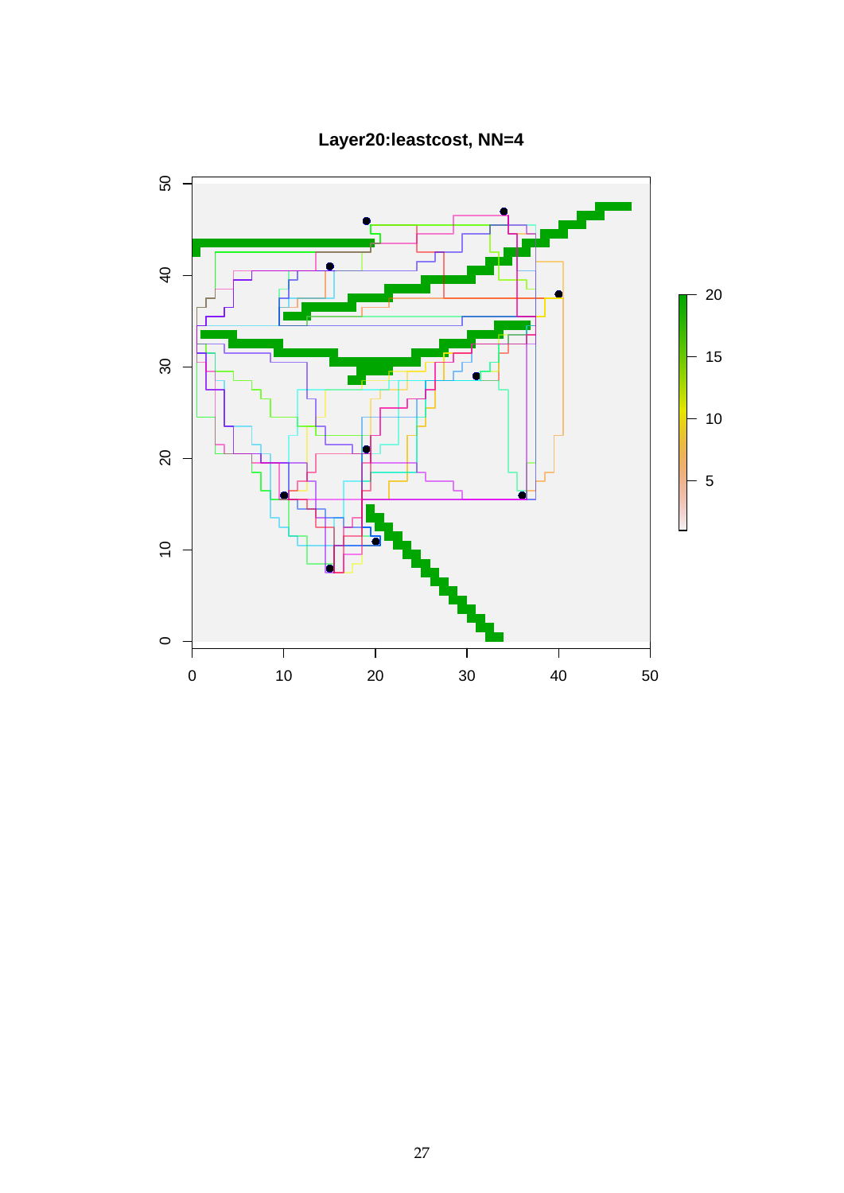**Layer20:leastcost, NN=4**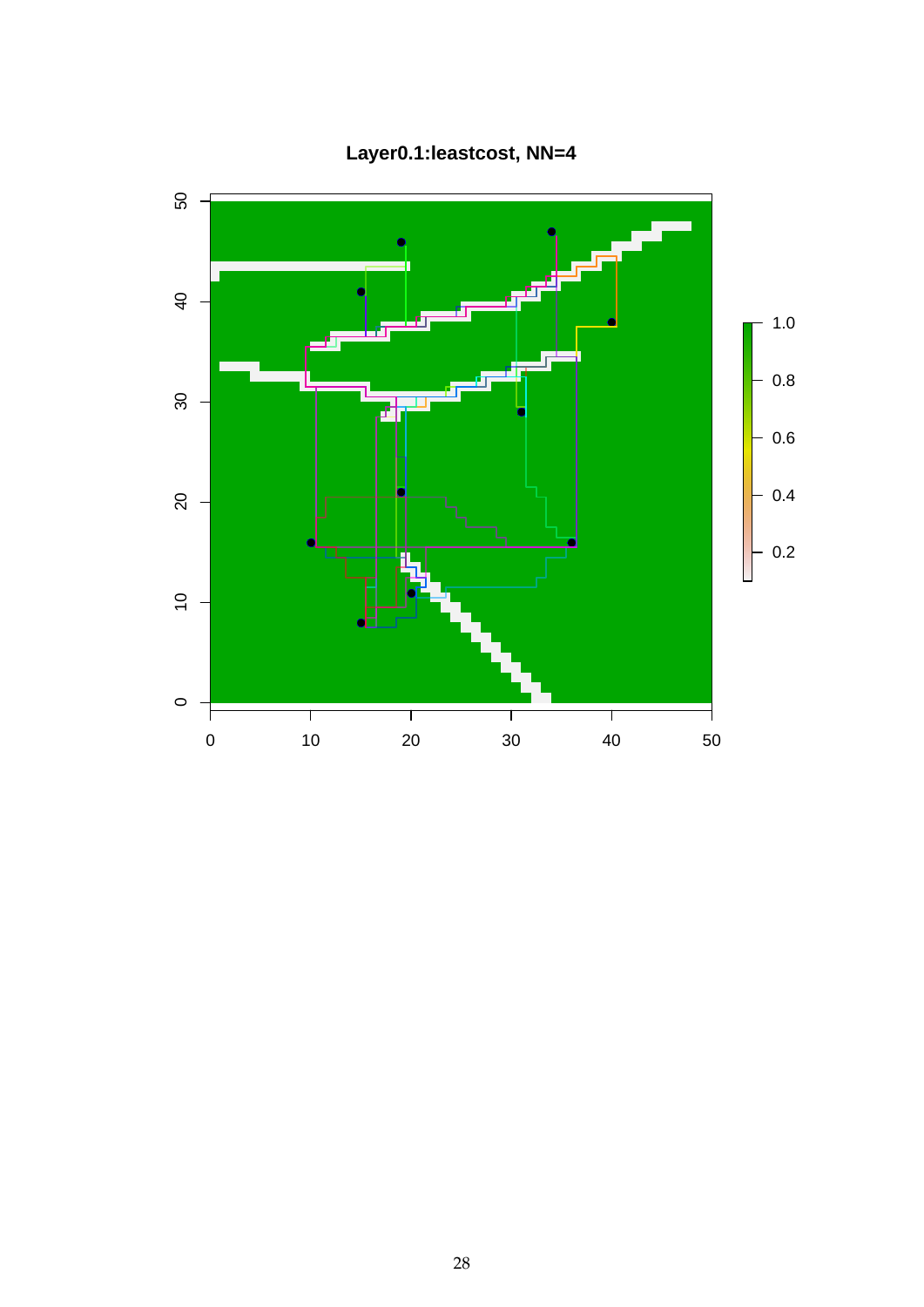**Layer0.1:leastcost, NN=4**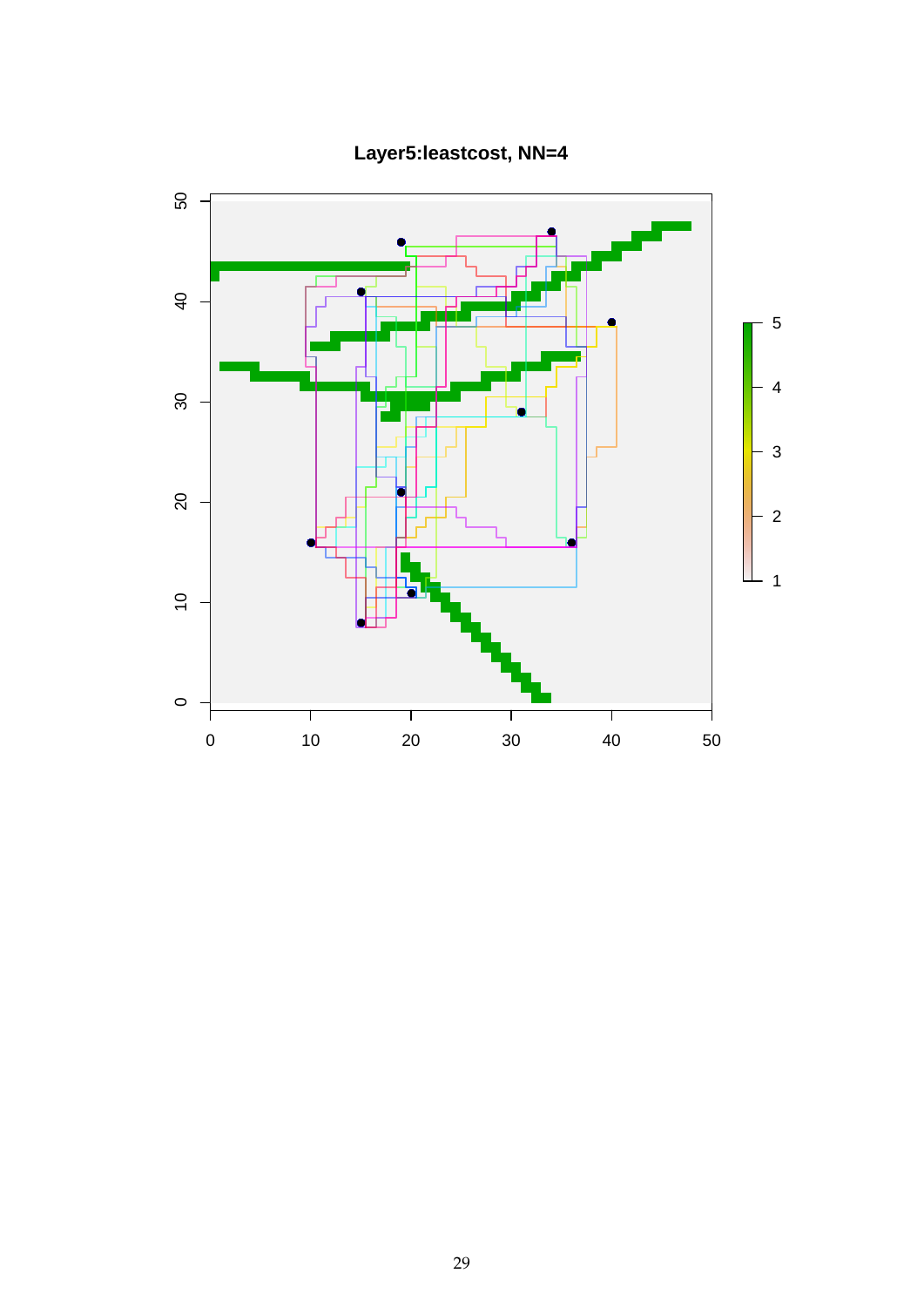**Layer5:leastcost, NN=4**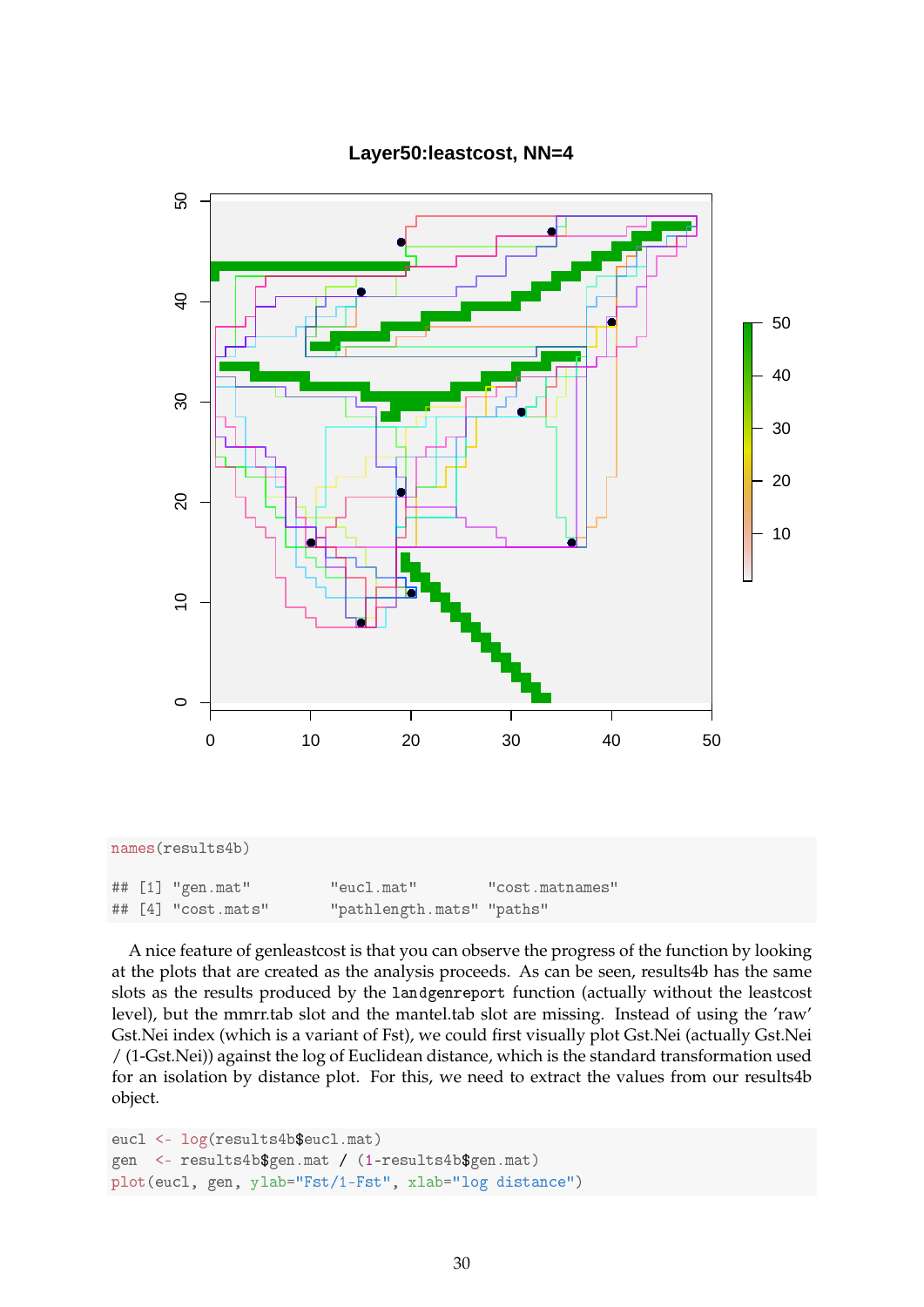```
names(results4b)

## [1] "gen.mat"          "eucl.mat"         "cost.matnames"
## [4] "cost.mats"        "pathlength.mats" "paths"
```

A nice feature of genleastcost is that you can observe the progress of the function by looking at the plots that are created as the analysis proceeds. As can be seen, results4b has the same slots as the results produced by the `landgenreport` function (actually without the leastcost level), but the mmrr.tab slot and the mantel.tab slot are missing. Instead of using the 'raw' Gst.Nei index (which is a variant of Fst), we could first visually plot Gst.Nei (actually Gst.Nei / (1-Gst.Nei)) against the log of Euclidean distance, which is the standard transformation used for an isolation by distance plot. For this, we need to extract the values from our results4b object.

```
eucl <- log(results4b$eucl.mat)
gen  <- results4b$gen.mat / (1-results4b$gen.mat)
plot(eucl, gen, ylab="Fst/1-Fst", xlab="log distance")
```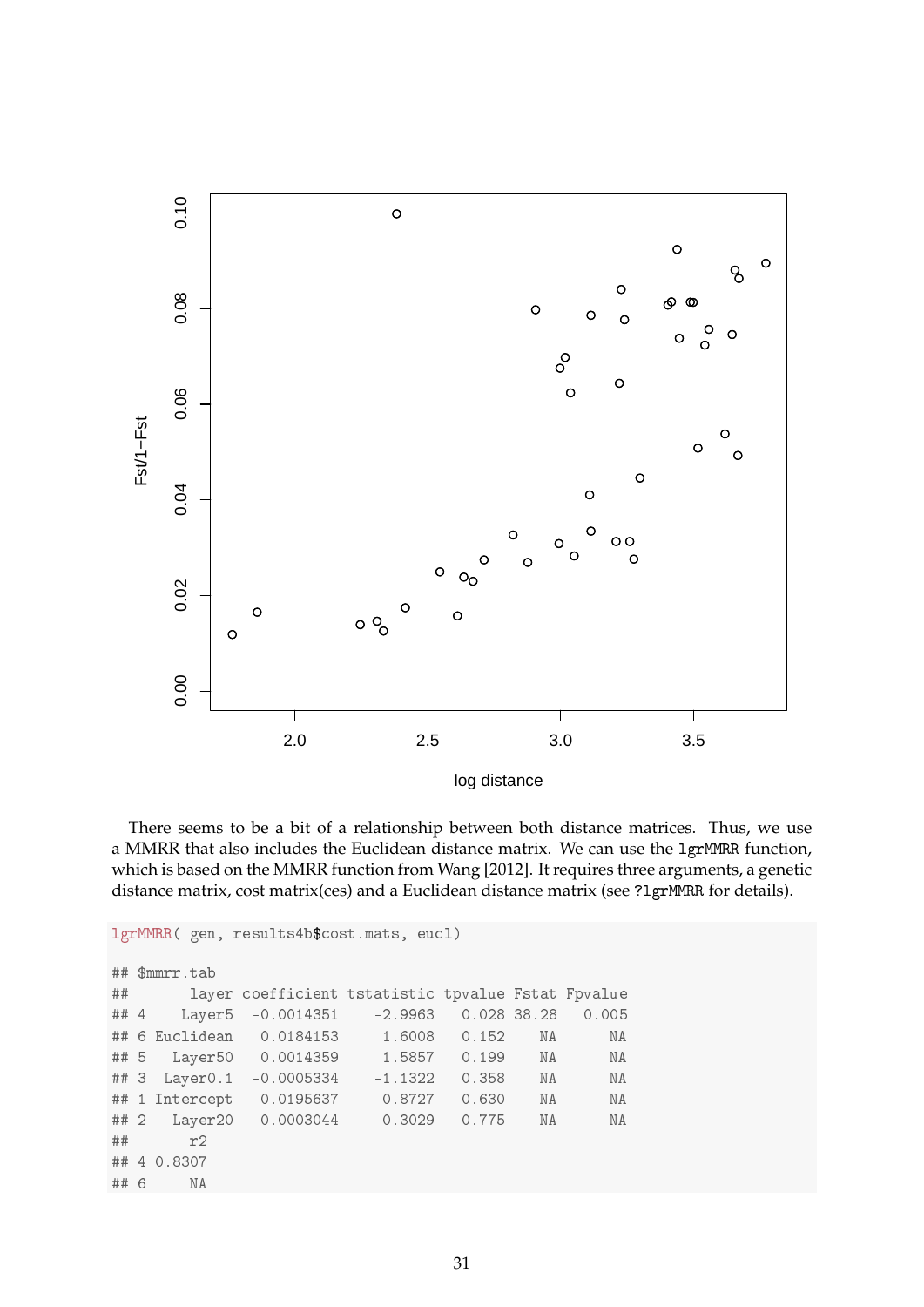There seems to be a bit of a relationship between both distance matrices. Thus, we use a MMRR that also includes the Euclidean distance matrix. We can use the `lgrMMRR` function, which is based on the MMRR function from Wang [2012]. It requires three arguments, a genetic distance matrix, cost matrix(ces) and a Euclidean distance matrix (see `?lgrMMRR` for details).

```
lgrMMRR( gen, results4b$cost.mats, eucl)

## $mmrr.tab
##       layer coefficient tstatistic tpvalue Fstat Fpvalue
## 4    Layer5  -0.0014351    -2.9963   0.028 38.28   0.005
## 6 Euclidean   0.0184153     1.6008   0.152    NA      NA
## 5   Layer50   0.0014359     1.5857   0.199    NA      NA
## 3  Layer0.1  -0.0005334    -1.1322   0.358    NA      NA
## 1 Intercept  -0.0195637    -0.8727   0.630    NA      NA
## 2   Layer20   0.0003044     0.3029   0.775    NA      NA
##       r2
## 4 0.8307
## 6     NA
```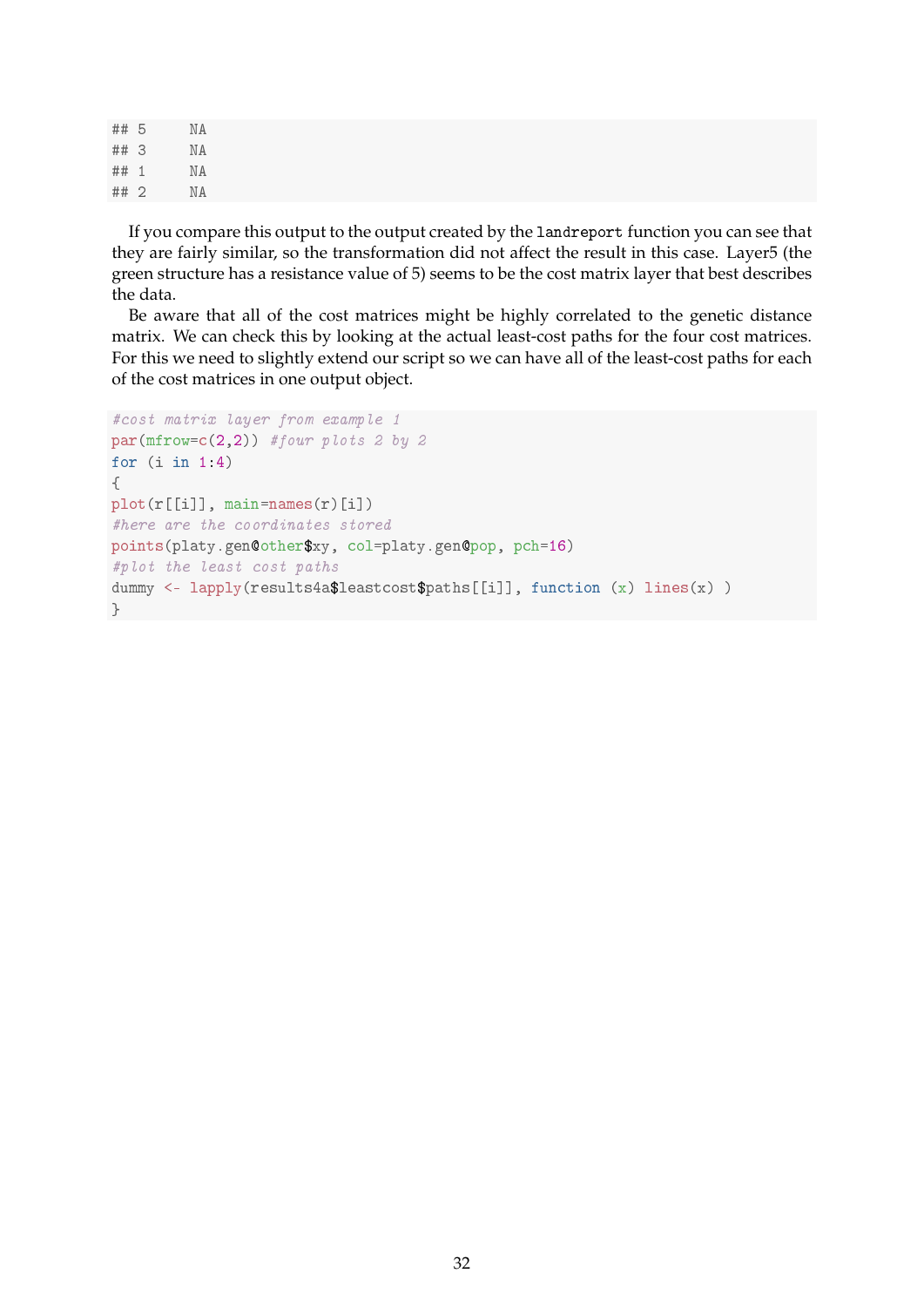```
## 5     NA
## 3     NA
## 1     NA
## 2     NA
```

If you compare this output to the output created by the `landreport` function you can see that they are fairly similar, so the transformation did not affect the result in this case. Layer5 (the green structure has a resistance value of 5) seems to be the cost matrix layer that best describes the data.

Be aware that all of the cost matrices might be highly correlated to the genetic distance matrix. We can check this by looking at the actual least-cost paths for the four cost matrices. For this we need to slightly extend our script so we can have all of the least-cost paths for each of the cost matrices in one output object.

```
#cost matrix layer from example 1
par(mfrow=c(2,2)) #four plots 2 by 2
for (i in 1:4)
{
plot(r[[i]], main=names(r)[i])
#here are the coordinates stored
points(platy.gen@other$xy, col=platy.gen@pop, pch=16)
#plot the least cost paths
dummy <- lapply(results4a$leastcost$paths[[i]], function (x) lines(x) )
}
```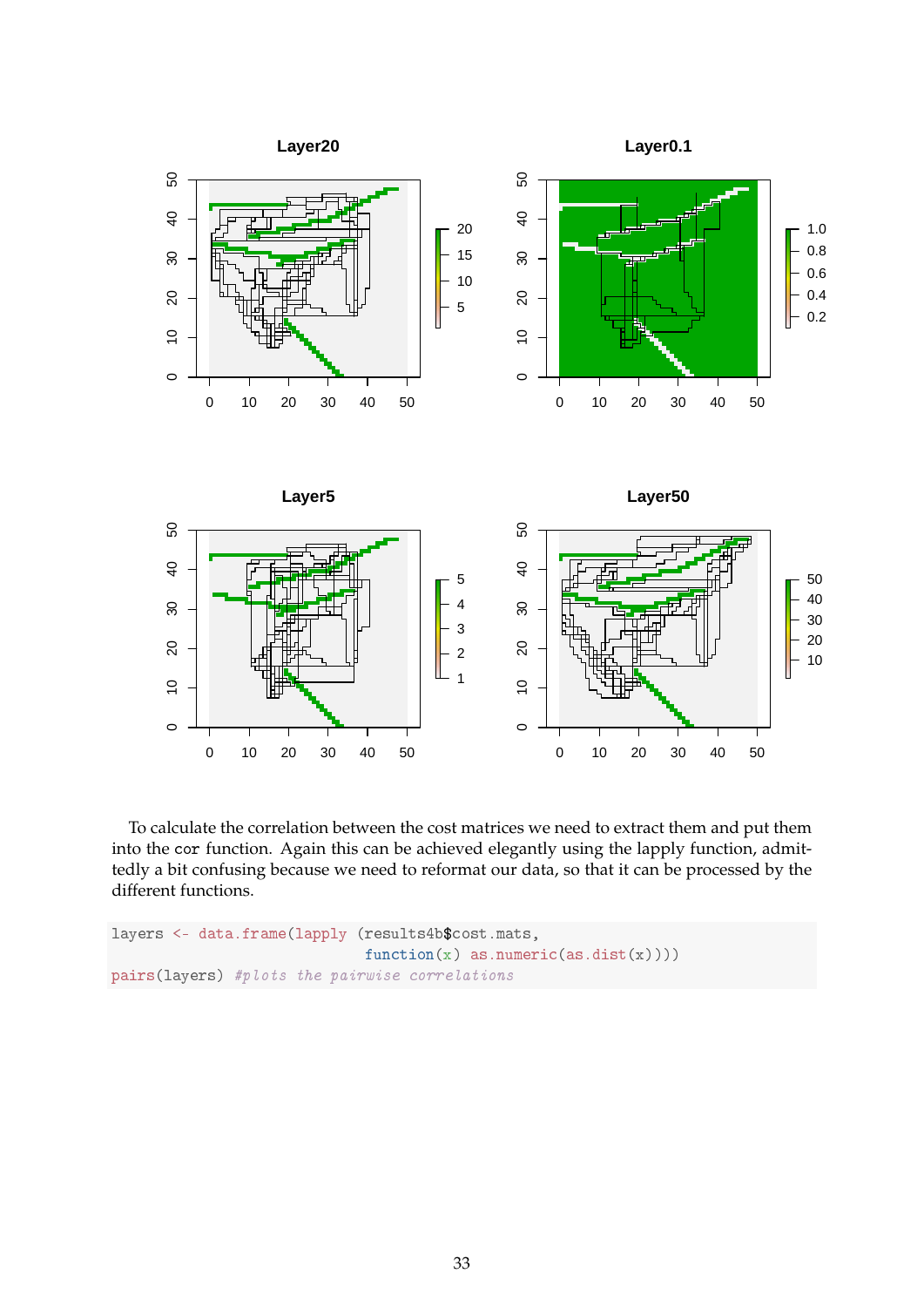To calculate the correlation between the cost matrices we need to extract them and put them into the cor function. Again this can be achieved elegantly using the lapply function, admittedly a bit confusing because we need to reformat our data, so that it can be processed by the different functions.

```
layers <- data.frame(lapply (results4b$cost.mats,
                             function(x) as.numeric(as.dist(x))))
pairs(layers) #plots the pairwise correlations
```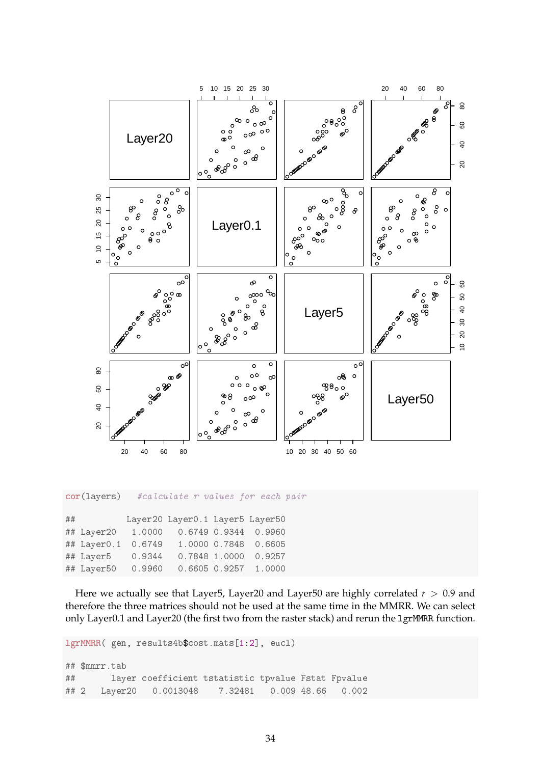```
cor(layers)   #calculate r values for each pair

##          Layer20 Layer0.1 Layer5 Layer50
## Layer20   1.0000   0.6749 0.9344  0.9960
## Layer0.1  0.6749   1.0000 0.7848  0.6605
## Layer5    0.9344   0.7848 1.0000  0.9257
## Layer50   0.9960   0.6605 0.9257  1.0000
```

Here we actually see that Layer5, Layer20 and Layer50 are highly correlated $r > 0.9$ and therefore the three matrices should not be used at the same time in the MMRR. We can select only Layer0.1 and Layer20 (the first two from the raster stack) and rerun the `lgrMMRR` function.

```
lgrMMRR( gen, results4b$cost.mats[1:2], eucl)

## $mmrr.tab
##       layer coefficient tstatistic tpvalue Fstat Fpvalue
## 2   Layer20   0.0013048    7.32481   0.009 48.66   0.002
```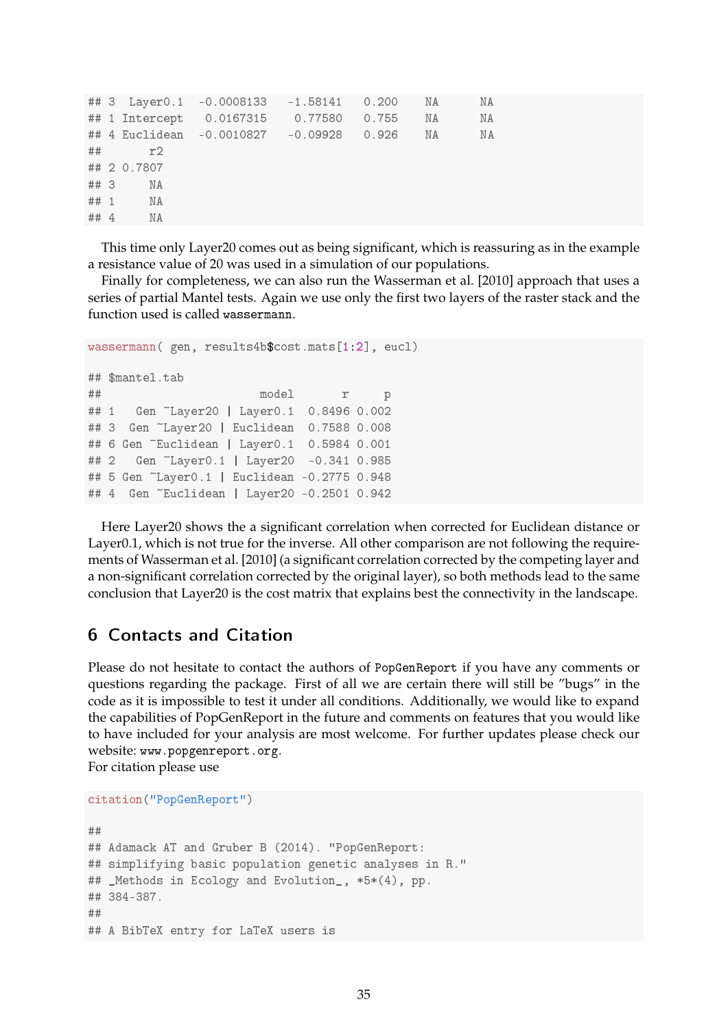```
## 3  Layer0.1  -0.0008133   -1.58141   0.200    NA      NA
## 1 Intercept   0.0167315    0.77580   0.755    NA      NA
## 4 Euclidean  -0.0010827   -0.09928   0.926    NA      NA
##       r2
## 2 0.7807
## 3     NA
## 1     NA
## 4     NA
```

This time only Layer20 comes out as being significant, which is reassuring as in the example a resistance value of 20 was used in a simulation of our populations.

Finally for completeness, we can also run the Wasserman et al. [2010] approach that uses a series of partial Mantel tests. Again we use only the first two layers of the raster stack and the function used is called `wassermann`.

```
wassermann( gen, results4b$cost.mats[1:2], eucl)

## $mantel.tab
##                       model       r     p
## 1   Gen ~Layer20 | Layer0.1  0.8496 0.002
## 3  Gen ~Layer20 | Euclidean  0.7588 0.008
## 6 Gen ~Euclidean | Layer0.1  0.5984 0.001
## 2   Gen ~Layer0.1 | Layer20  -0.341 0.985
## 5 Gen ~Layer0.1 | Euclidean -0.2775 0.948
## 4  Gen ~Euclidean | Layer20 -0.2501 0.942
```

Here Layer20 shows the a significant correlation when corrected for Euclidean distance or Layer0.1, which is not true for the inverse. All other comparison are not following the requirements of Wasserman et al. [2010] (a significant correlation corrected by the competing layer and a non-significant correlation corrected by the original layer), so both methods lead to the same conclusion that Layer20 is the cost matrix that explains best the connectivity in the landscape.

# 6 Contacts and Citation

Please do not hesitate to contact the authors of `PopGenReport` if you have any comments or questions regarding the package. First of all we are certain there will still be "bugs" in the code as it is impossible to test it under all conditions. Additionally, we would like to expand the capabilities of PopGenReport in the future and comments on features that you would like to have included for your analysis are most welcome. For further updates please check our website: `www.popgenreport.org`.

For citation please use

```
citation("PopGenReport")

##
## Adamack AT and Gruber B (2014). "PopGenReport:
## simplifying basic population genetic analyses in R."
## _Methods in Ecology and Evolution_, *5*(4), pp.
## 384-387.
##
## A BibTeX entry for LaTeX users is
```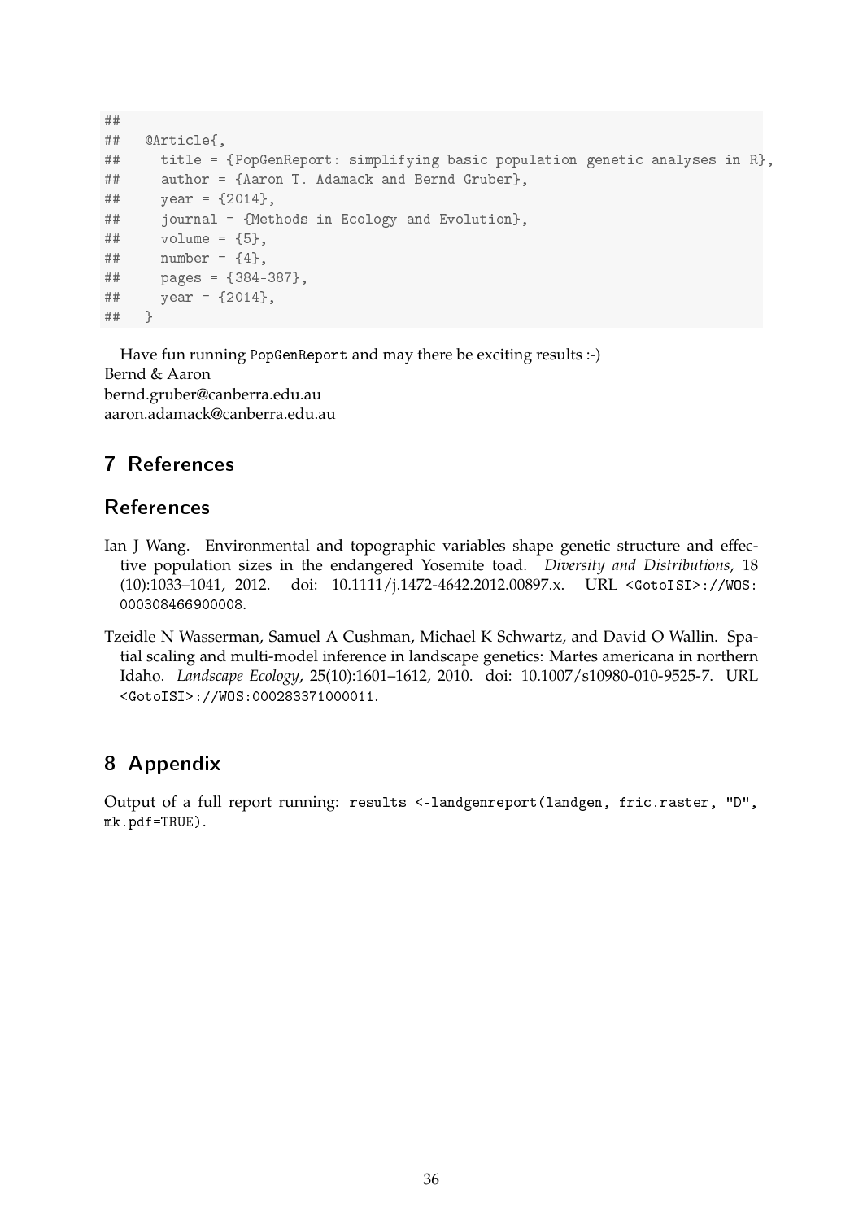```
##
##   @Article{,
##     title = {PopGenReport: simplifying basic population genetic analyses in R},
##     author = {Aaron T. Adamack and Bernd Gruber},
##     year = {2014},
##     journal = {Methods in Ecology and Evolution},
##     volume = {5},
##     number = {4},
##     pages = {384-387},
##     year = {2014},
##   }
```

Have fun running `PopGenReport` and may there be exciting results :-)
Bernd & Aaron
bernd.gruber@canberra.edu.au
aaron.adamack@canberra.edu.au

## 7 References

## References

Ian J Wang. Environmental and topographic variables shape genetic structure and effective population sizes in the endangered Yosemite toad. *Diversity and Distributions*, 18 (10):1033–1041, 2012. doi: 10.1111/j.1472-4642.2012.00897.x. URL `<GotoISI>://WOS:000308466900008`.

Tzeidle N Wasserman, Samuel A Cushman, Michael K Schwartz, and David O Wallin. Spatial scaling and multi-model inference in landscape genetics: Martes americana in northern Idaho. *Landscape Ecology*, 25(10):1601–1612, 2010. doi: 10.1007/s10980-010-9525-7. URL `<GotoISI>://WOS:000283371000011`.

## 8 Appendix

Output of a full report running: `results <-landgenreport(landgen, fric.raster, "D", mk.pdf=TRUE)`.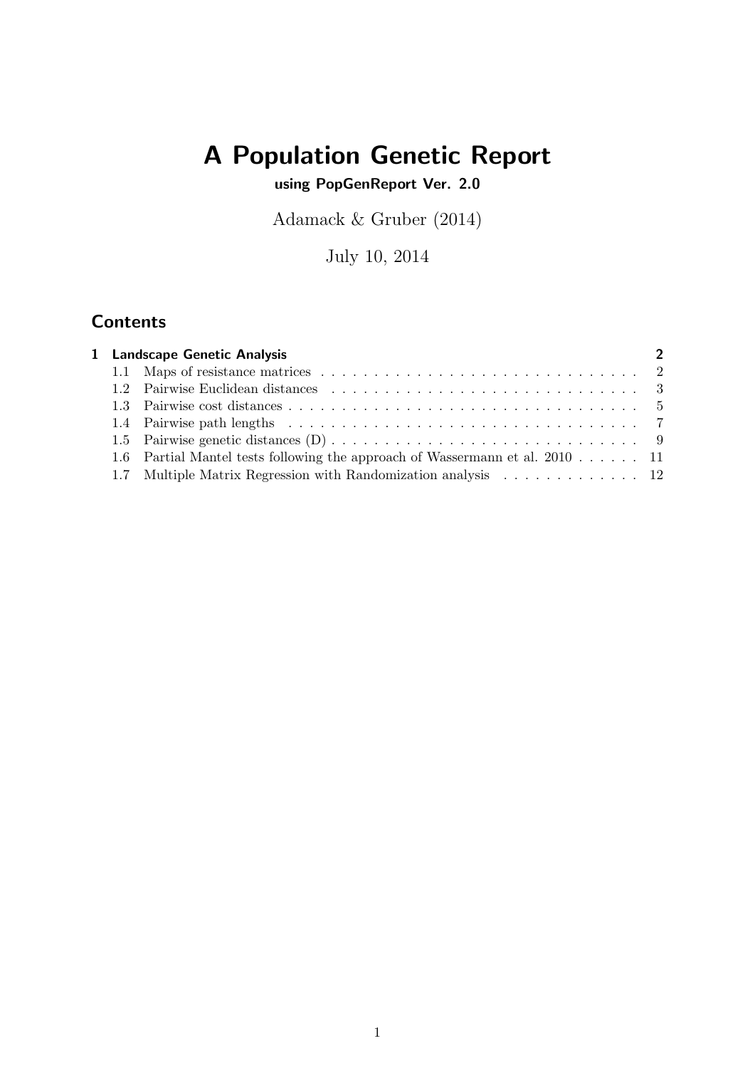# A Population Genetic Report

**using PopGenReport Ver. 2.0**

Adamack & Gruber (2014)

July 10, 2014

## Contents

**1 Landscape Genetic Analysis** . . . . . **2**

- 1.1 Maps of resistance matrices . . . . . 2
- 1.2 Pairwise Euclidean distances . . . . . 3
- 1.3 Pairwise cost distances . . . . . 5
- 1.4 Pairwise path lengths . . . . . 7
- 1.5 Pairwise genetic distances (D) . . . . . 9
- 1.6 Partial Mantel tests following the approach of Wassermann et al. 2010 . . . . . 11
- 1.7 Multiple Matrix Regression with Randomization analysis . . . . . 12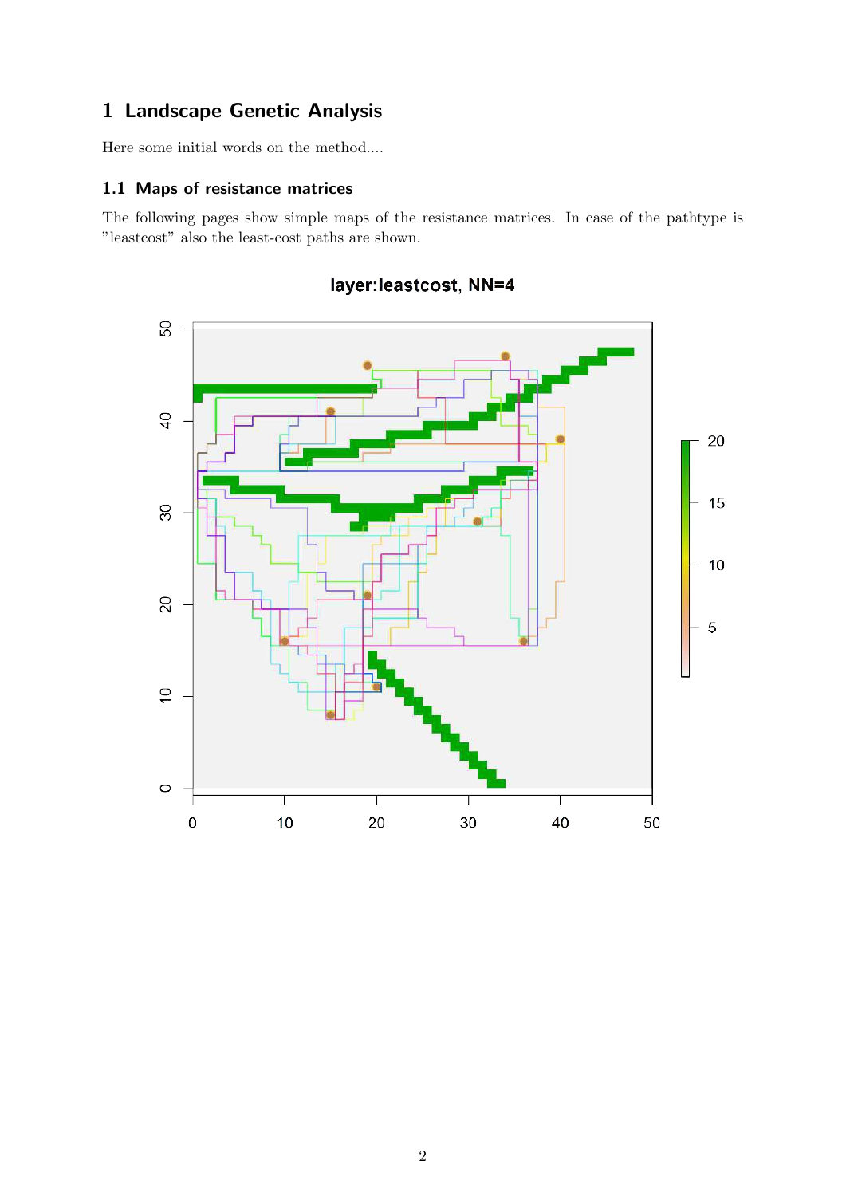# 1 Landscape Genetic Analysis

Here some initial words on the method....

## 1.1 Maps of resistance matrices

The following pages show simple maps of the resistance matrices. In case of the pathtype is ”leastcost” also the least-cost paths are shown.

**layer:leastcost, NN=4**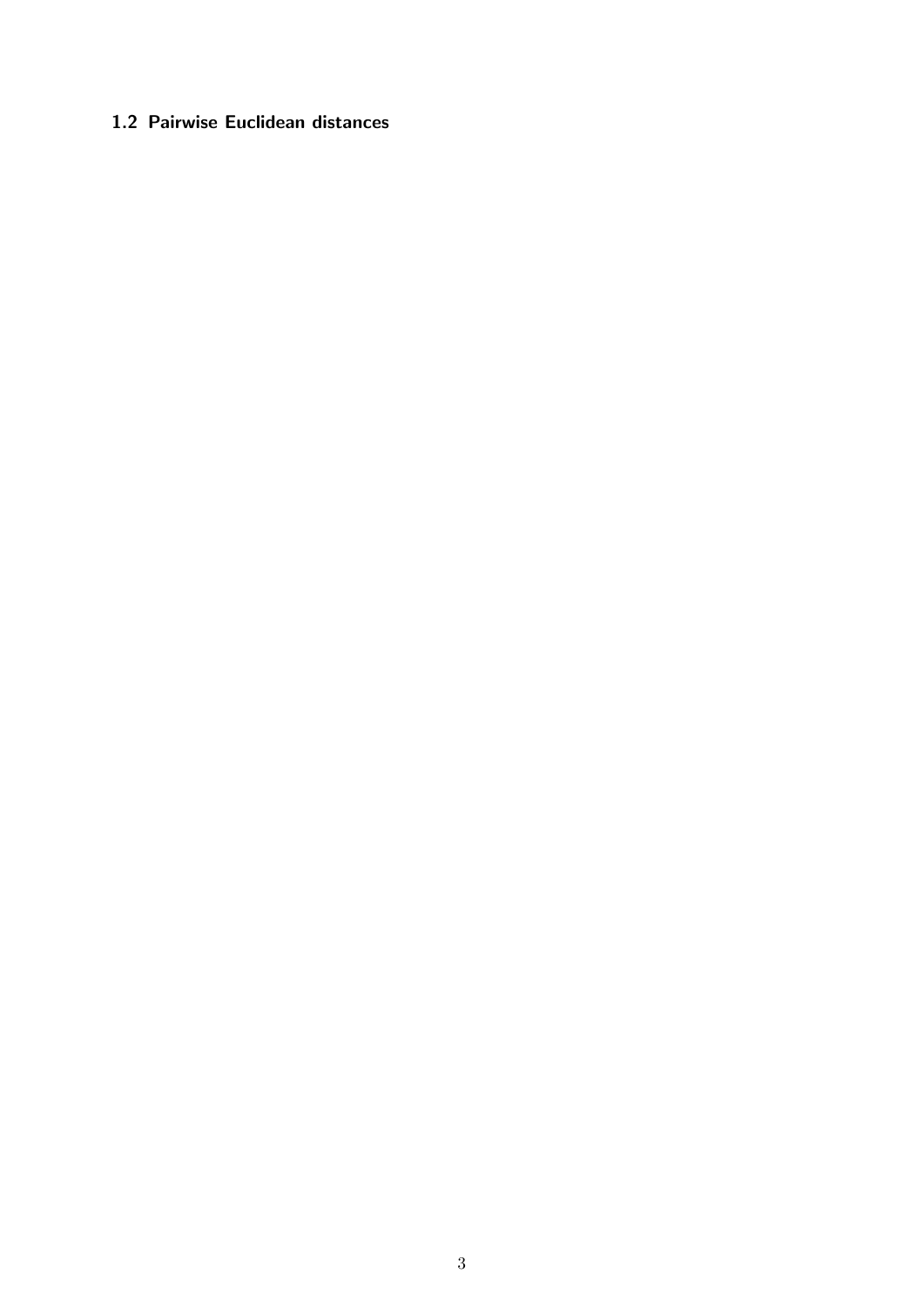### 1.2 Pairwise Euclidean distances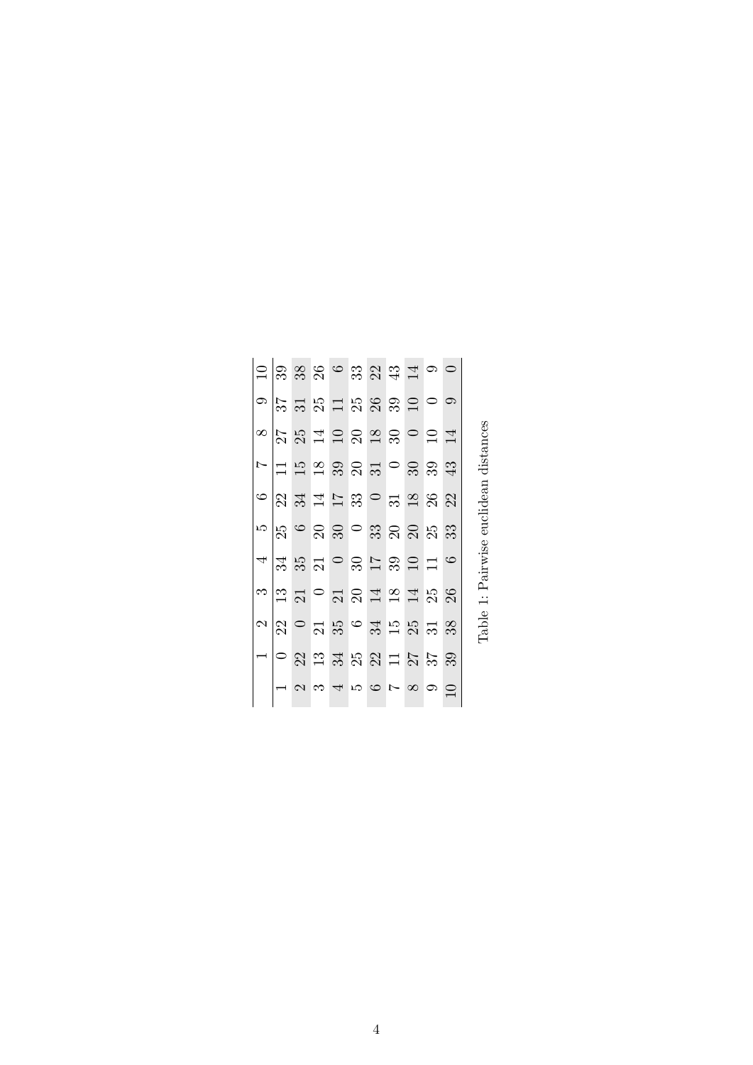| | 1 | 2 | 3 | 4 | 5 | 6 | 7 | 8 | 9 | 10 |
|---|---|---|---|---|---|---|---|---|---|---|
| 1 | 0 | 22 | 13 | 34 | 25 | 22 | 11 | 27 | 37 | 39 |
| 2 | 22 | 0 | 21 | 35 | 6 | 34 | 15 | 25 | 31 | 38 |
| 3 | 13 | 21 | 0 | 21 | 20 | 14 | 18 | 14 | 25 | 26 |
| 4 | 34 | 35 | 21 | 0 | 30 | 17 | 39 | 10 | 11 | 6 |
| 5 | 25 | 6 | 20 | 30 | 0 | 33 | 20 | 20 | 25 | 33 |
| 6 | 22 | 34 | 14 | 17 | 33 | 0 | 31 | 18 | 26 | 22 |
| 7 | 11 | 15 | 18 | 39 | 20 | 31 | 0 | 30 | 39 | 43 |
| 8 | 27 | 25 | 14 | 10 | 20 | 18 | 30 | 0 | 10 | 14 |
| 9 | 37 | 31 | 25 | 11 | 25 | 26 | 39 | 10 | 0 | 9 |
| 10 | 39 | 38 | 26 | 6 | 33 | 22 | 43 | 14 | 9 | 0 |

Table 1: Pairwise euclidean distances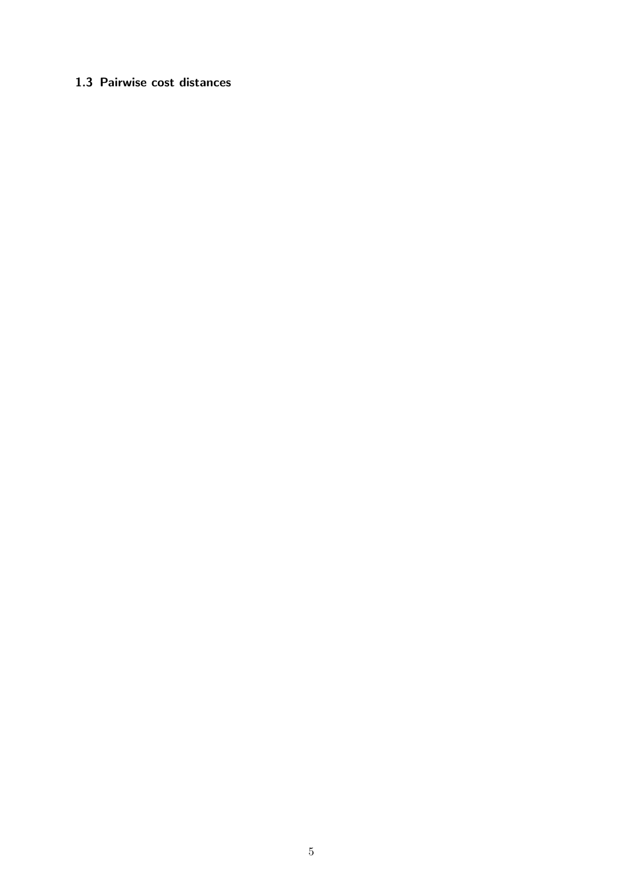### 1.3 Pairwise cost distances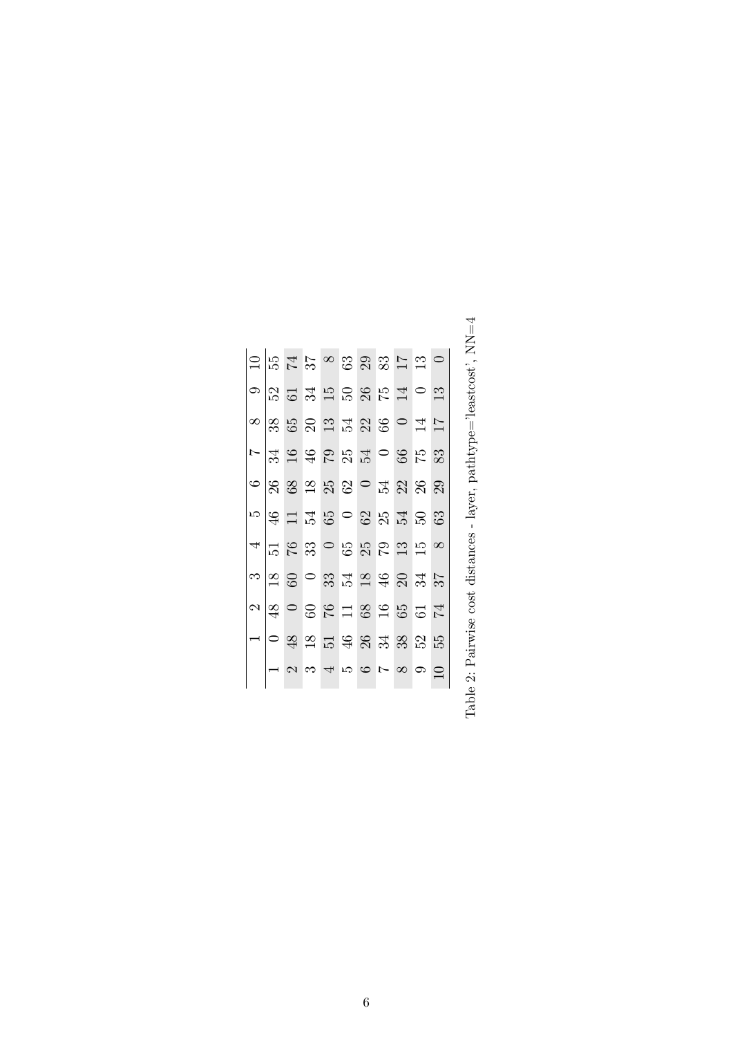|  | 1 | 2 | 3 | 4 | 5 | 6 | 7 | 8 | 9 | 10 |
|---|---|---|---|---|---|---|---|---|---|---|
| 1 | 0 | 48 | 18 | 51 | 46 | 26 | 34 | 38 | 52 | 55 |
| 2 | 48 | 0 | 60 | 76 | 11 | 68 | 16 | 65 | 61 | 74 |
| 3 | 18 | 60 | 0 | 33 | 54 | 18 | 46 | 20 | 34 | 37 |
| 4 | 51 | 76 | 33 | 0 | 65 | 25 | 79 | 13 | 15 | 8 |
| 5 | 46 | 11 | 54 | 65 | 0 | 62 | 25 | 54 | 50 | 63 |
| 6 | 26 | 68 | 18 | 25 | 62 | 0 | 54 | 22 | 26 | 29 |
| 7 | 34 | 16 | 46 | 79 | 25 | 54 | 0 | 66 | 75 | 83 |
| 8 | 38 | 65 | 20 | 13 | 54 | 22 | 66 | 0 | 14 | 17 |
| 9 | 52 | 61 | 34 | 15 | 50 | 26 | 75 | 14 | 0 | 13 |
| 10 | 55 | 74 | 37 | 8 | 63 | 29 | 83 | 17 | 13 | 0 |

Table 2: Pairwise cost distances - layer, pathtype='leastcost', NN=4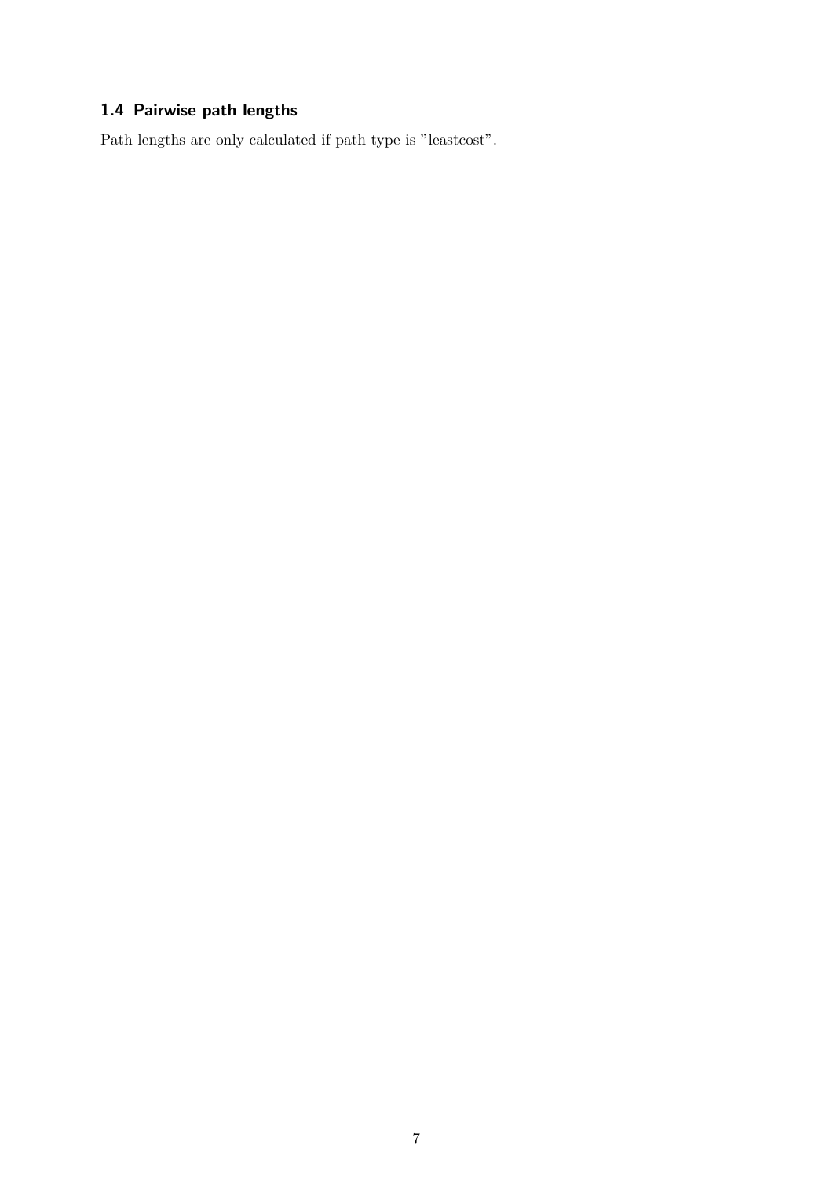### 1.4 Pairwise path lengths

Path lengths are only calculated if path type is "leastcost".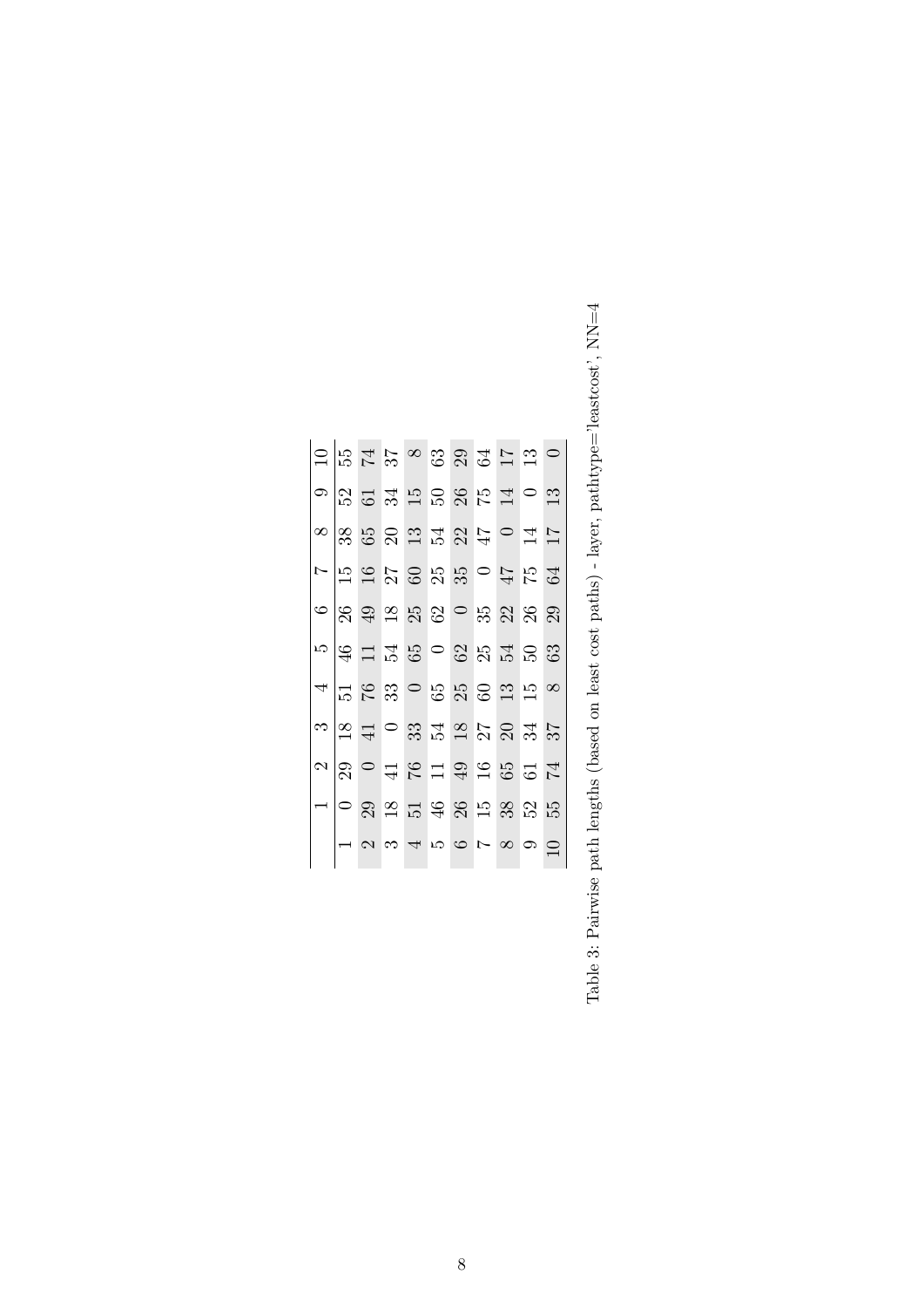|  | 1 | 2 | 3 | 4 | 5 | 6 | 7 | 8 | 9 | 10 |
|---|---|---|---|---|---|---|---|---|---|---|
| 1 | 0 | 29 | 18 | 51 | 46 | 26 | 15 | 38 | 52 | 55 |
| 2 | 29 | 0 | 41 | 76 | 11 | 49 | 16 | 65 | 61 | 74 |
| 3 | 18 | 41 | 0 | 33 | 54 | 18 | 27 | 20 | 34 | 37 |
| 4 | 51 | 76 | 33 | 0 | 65 | 25 | 60 | 13 | 15 | 8 |
| 5 | 46 | 11 | 54 | 65 | 0 | 62 | 25 | 54 | 50 | 63 |
| 6 | 26 | 49 | 18 | 25 | 62 | 0 | 35 | 22 | 26 | 29 |
| 7 | 15 | 16 | 27 | 60 | 25 | 35 | 0 | 47 | 75 | 64 |
| 8 | 38 | 65 | 20 | 13 | 54 | 22 | 47 | 0 | 14 | 17 |
| 9 | 52 | 61 | 34 | 15 | 50 | 26 | 75 | 14 | 0 | 13 |
| 10 | 55 | 74 | 37 | 8 | 63 | 29 | 64 | 17 | 13 | 0 |

Table 3: Pairwise path lengths (based on least cost paths) - layer, pathtype='leastcost', NN=4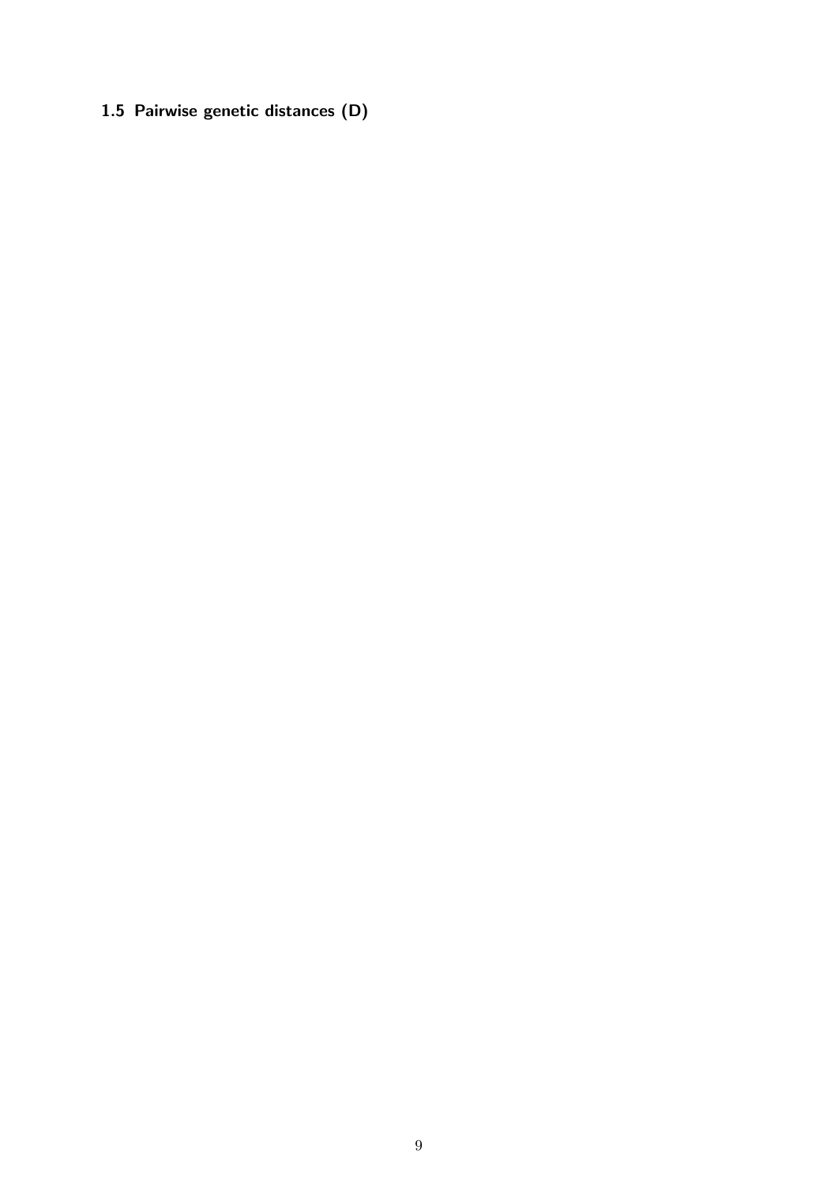### 1.5 Pairwise genetic distances (D)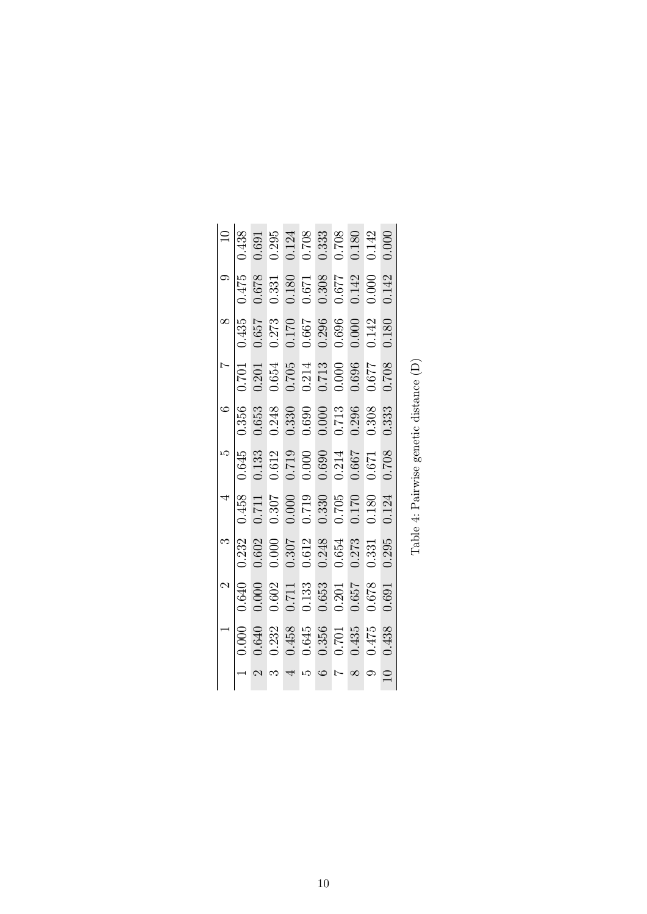|  | 1 | 2 | 3 | 4 | 5 | 6 | 7 | 8 | 9 | 10 |
|---|---|---|---|---|---|---|---|---|---|---|
| 1 | 0.000 | 0.640 | 0.232 | 0.458 | 0.645 | 0.356 | 0.701 | 0.435 | 0.475 | 0.438 |
| 2 | 0.640 | 0.000 | 0.602 | 0.711 | 0.133 | 0.653 | 0.201 | 0.657 | 0.678 | 0.691 |
| 3 | 0.232 | 0.602 | 0.000 | 0.307 | 0.612 | 0.248 | 0.654 | 0.273 | 0.331 | 0.295 |
| 4 | 0.458 | 0.711 | 0.307 | 0.000 | 0.719 | 0.330 | 0.705 | 0.170 | 0.180 | 0.124 |
| 5 | 0.645 | 0.133 | 0.612 | 0.719 | 0.000 | 0.690 | 0.214 | 0.667 | 0.671 | 0.708 |
| 6 | 0.356 | 0.653 | 0.248 | 0.330 | 0.690 | 0.000 | 0.713 | 0.296 | 0.308 | 0.333 |
| 7 | 0.701 | 0.201 | 0.654 | 0.705 | 0.214 | 0.713 | 0.000 | 0.696 | 0.677 | 0.708 |
| 8 | 0.435 | 0.657 | 0.273 | 0.170 | 0.667 | 0.296 | 0.696 | 0.000 | 0.142 | 0.180 |
| 9 | 0.475 | 0.678 | 0.331 | 0.180 | 0.671 | 0.308 | 0.677 | 0.142 | 0.000 | 0.142 |
| 10 | 0.438 | 0.691 | 0.295 | 0.124 | 0.708 | 0.333 | 0.708 | 0.180 | 0.142 | 0.000 |

Table 4: Pairwise genetic distance (D)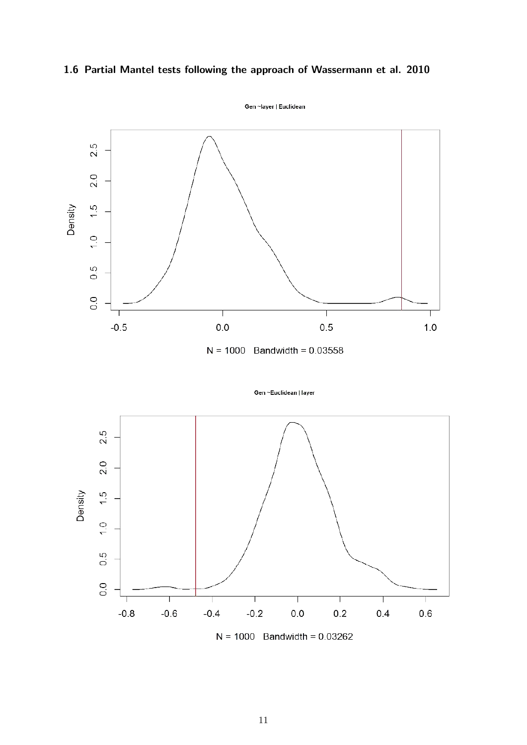### 1.6 Partial Mantel tests following the approach of Wassermann et al. 2010

Gen ~layer | Euclidean

N = 1000 Bandwidth = 0.03558

Gen ~Euclidean | layer

N = 1000 Bandwidth = 0.03262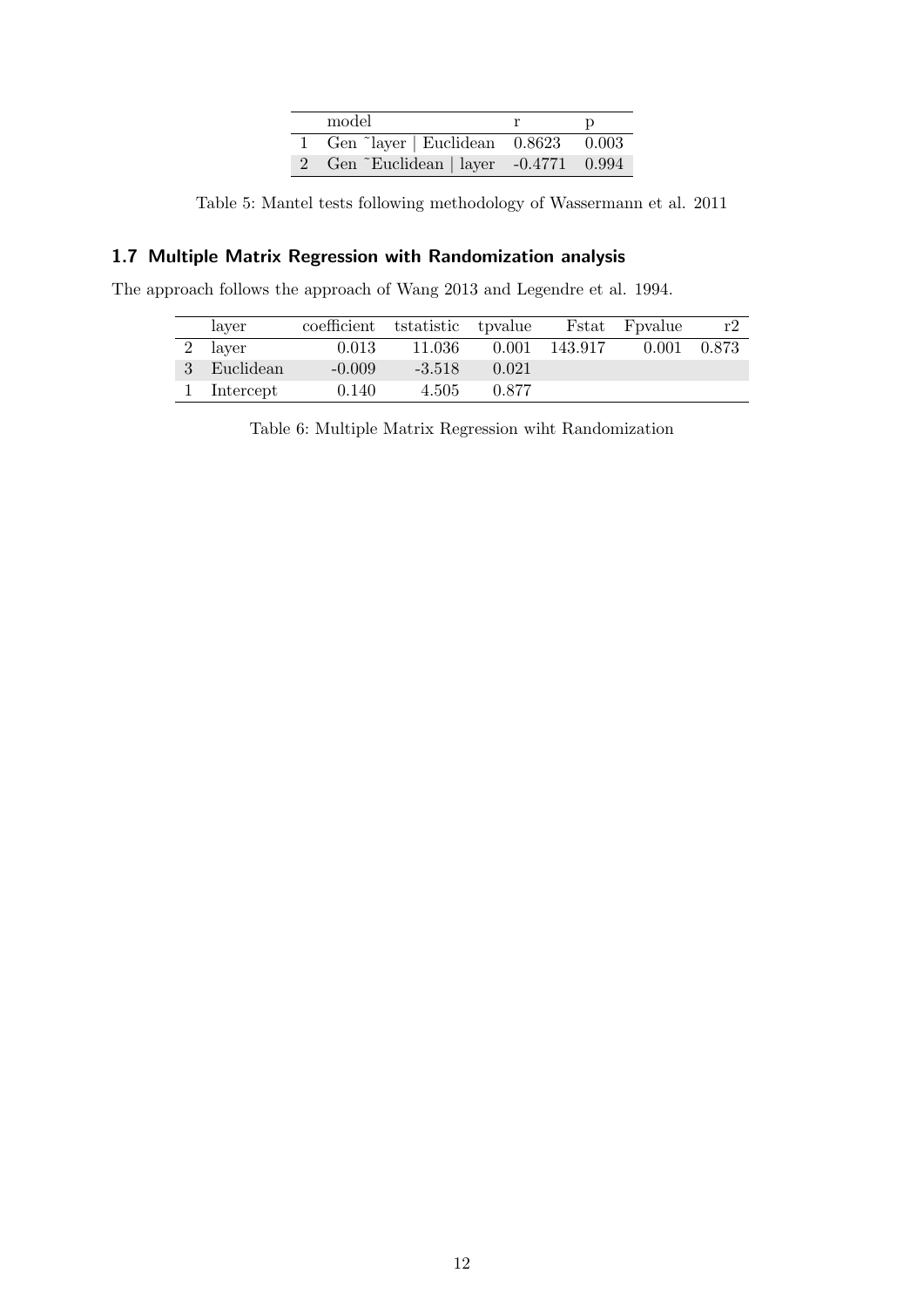| | model | r | p |
|---|---|---|---|
| 1 | Gen ~layer \| Euclidean | 0.8623 | 0.003 |
| 2 | Gen ~Euclidean \| layer | -0.4771 | 0.994 |

Table 5: Mantel tests following methodology of Wassermann et al. 2011

## 1.7 Multiple Matrix Regression with Randomization analysis

The approach follows the approach of Wang 2013 and Legendre et al. 1994.

| | layer | coefficient | tstatistic | tpvalue | Fstat | Fpvalue | r2 |
|---|---|---|---|---|---|---|---|
| 2 | layer | 0.013 | 11.036 | 0.001 | 143.917 | 0.001 | 0.873 |
| 3 | Euclidean | -0.009 | -3.518 | 0.021 | | | |
| 1 | Intercept | 0.140 | 4.505 | 0.877 | | | |

Table 6: Multiple Matrix Regression wiht Randomization